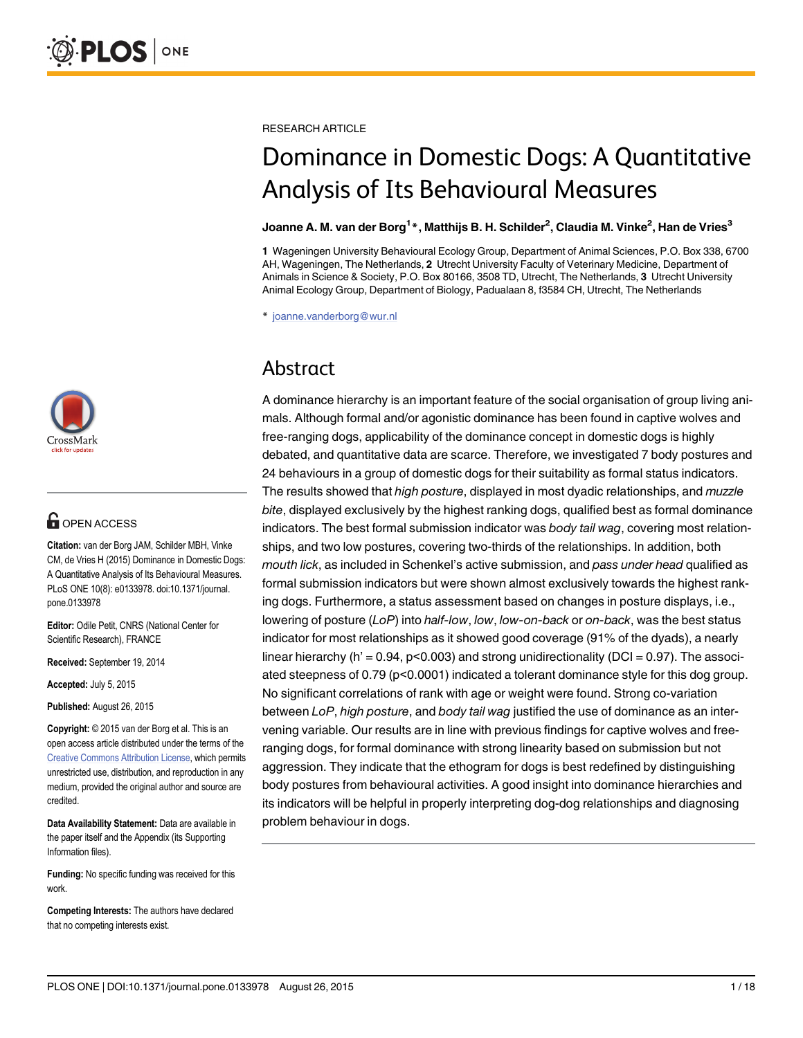RESEARCH ARTICLE

# Dominance in Domestic Dogs: A Quantitative Analysis of Its Behavioural Measures

**Joanne A. M. van der Borg[1]*, Matthijs B. H. Schilder[2], Claudia M. Vinke[2], Han de Vries[3]**

**1** Wageningen University Behavioural Ecology Group, Department of Animal Sciences, P.O. Box 338, 6700 AH, Wageningen, The Netherlands, **2** Utrecht University Faculty of Veterinary Medicine, Department of Animals in Science & Society, P.O. Box 80166, 3508 TD, Utrecht, The Netherlands, **3** Utrecht University Animal Ecology Group, Department of Biology, Padualaan 8, f3584 CH, Utrecht, The Netherlands

* joanne.vanderborg@wur.nl

OPEN ACCESS

**Citation:** van der Borg JAM, Schilder MBH, Vinke CM, de Vries H (2015) Dominance in Domestic Dogs: A Quantitative Analysis of Its Behavioural Measures. PLoS ONE 10(8): e0133978. doi:10.1371/journal.pone.0133978

**Editor:** Odile Petit, CNRS (National Center for Scientific Research), FRANCE

**Received:** September 19, 2014

**Accepted:** July 5, 2015

**Published:** August 26, 2015

**Copyright:** © 2015 van der Borg et al. This is an open access article distributed under the terms of the Creative Commons Attribution License, which permits unrestricted use, distribution, and reproduction in any medium, provided the original author and source are credited.

**Data Availability Statement:** Data are available in the paper itself and the Appendix (its Supporting Information files).

**Funding:** No specific funding was received for this work.

**Competing Interests:** The authors have declared that no competing interests exist.

## Abstract

A dominance hierarchy is an important feature of the social organisation of group living animals. Although formal and/or agonistic dominance has been found in captive wolves and free-ranging dogs, applicability of the dominance concept in domestic dogs is highly debated, and quantitative data are scarce. Therefore, we investigated 7 body postures and 24 behaviours in a group of domestic dogs for their suitability as formal status indicators. The results showed that *high posture*, displayed in most dyadic relationships, and *muzzle bite*, displayed exclusively by the highest ranking dogs, qualified best as formal dominance indicators. The best formal submission indicator was *body tail wag*, covering most relationships, and two low postures, covering two-thirds of the relationships. In addition, both *mouth lick*, as included in Schenkel's active submission, and *pass under head* qualified as formal submission indicators but were shown almost exclusively towards the highest ranking dogs. Furthermore, a status assessment based on changes in posture displays, i.e., lowering of posture (*LoP*) into *half-low*, *low*, *low-on-back* or *on-back*, was the best status indicator for most relationships as it showed good coverage (91% of the dyads), a nearly linear hierarchy (h' = 0.94, p<0.003) and strong unidirectionality (DCI = 0.97). The associated steepness of 0.79 (p<0.0001) indicated a tolerant dominance style for this dog group. No significant correlations of rank with age or weight were found. Strong co-variation between *LoP*, *high posture*, and *body tail wag* justified the use of dominance as an intervening variable. Our results are in line with previous findings for captive wolves and free-ranging dogs, for formal dominance with strong linearity based on submission but not aggression. They indicate that the ethogram for dogs is best redefined by distinguishing body postures from behavioural activities. A good insight into dominance hierarchies and its indicators will be helpful in properly interpreting dog-dog relationships and diagnosing problem behaviour in dogs.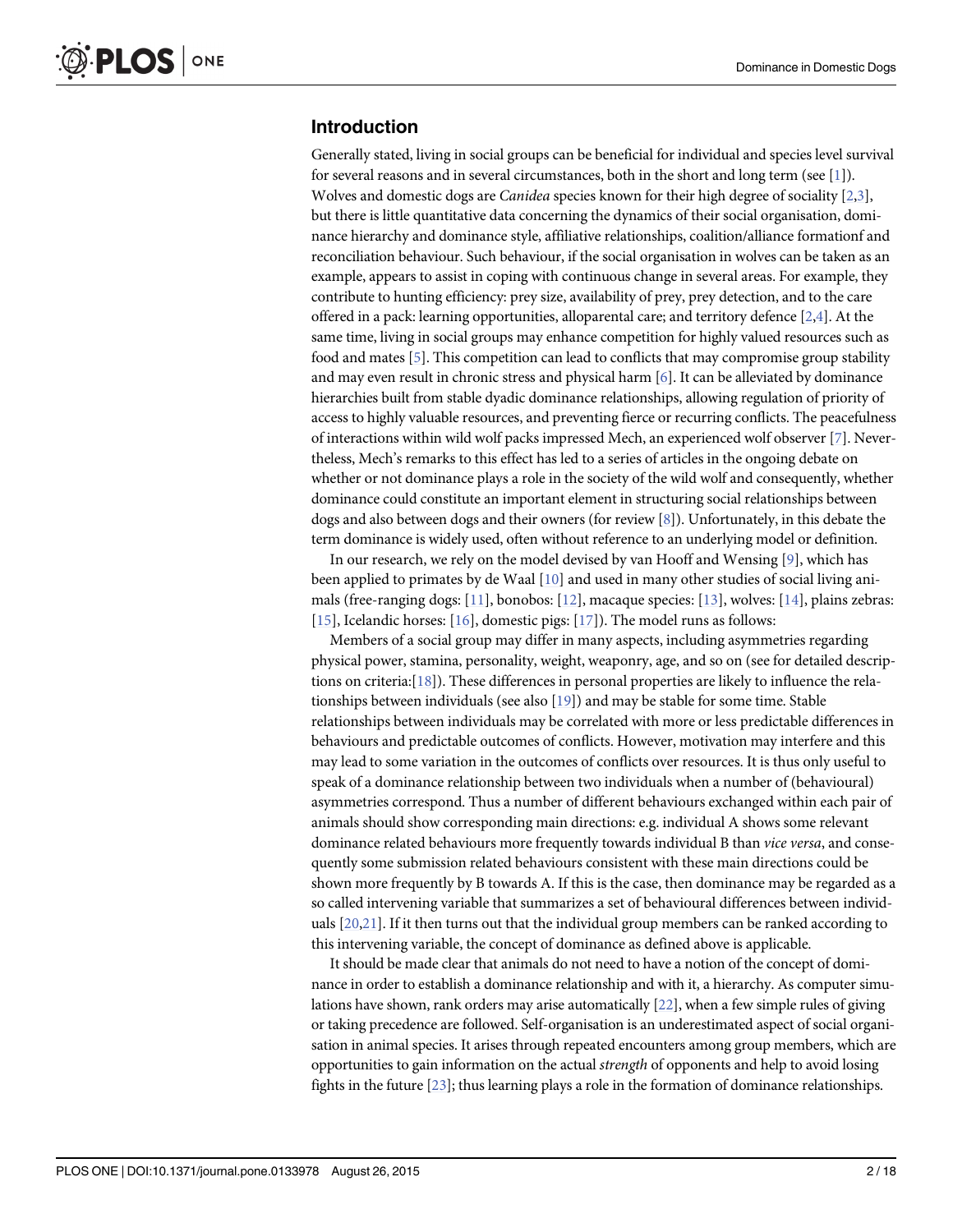## Introduction

Generally stated, living in social groups can be beneficial for individual and species level survival for several reasons and in several circumstances, both in the short and long term (see [1]). Wolves and domestic dogs are *Canidea* species known for their high degree of sociality [2,3], but there is little quantitative data concerning the dynamics of their social organisation, dominance hierarchy and dominance style, affiliative relationships, coalition/alliance formationf and reconciliation behaviour. Such behaviour, if the social organisation in wolves can be taken as an example, appears to assist in coping with continuous change in several areas. For example, they contribute to hunting efficiency: prey size, availability of prey, prey detection, and to the care offered in a pack: learning opportunities, alloparental care; and territory defence [2,4]. At the same time, living in social groups may enhance competition for highly valued resources such as food and mates [5]. This competition can lead to conflicts that may compromise group stability and may even result in chronic stress and physical harm [6]. It can be alleviated by dominance hierarchies built from stable dyadic dominance relationships, allowing regulation of priority of access to highly valuable resources, and preventing fierce or recurring conflicts. The peacefulness of interactions within wild wolf packs impressed Mech, an experienced wolf observer [7]. Nevertheless, Mech's remarks to this effect has led to a series of articles in the ongoing debate on whether or not dominance plays a role in the society of the wild wolf and consequently, whether dominance could constitute an important element in structuring social relationships between dogs and also between dogs and their owners (for review [8]). Unfortunately, in this debate the term dominance is widely used, often without reference to an underlying model or definition.

In our research, we rely on the model devised by van Hooff and Wensing [9], which has been applied to primates by de Waal [10] and used in many other studies of social living animals (free-ranging dogs: [11], bonobos: [12], macaque species: [13], wolves: [14], plains zebras: [15], Icelandic horses: [16], domestic pigs: [17]). The model runs as follows:

Members of a social group may differ in many aspects, including asymmetries regarding physical power, stamina, personality, weight, weaponry, age, and so on (see for detailed descriptions on criteria:[18]). These differences in personal properties are likely to influence the relationships between individuals (see also [19]) and may be stable for some time. Stable relationships between individuals may be correlated with more or less predictable differences in behaviours and predictable outcomes of conflicts. However, motivation may interfere and this may lead to some variation in the outcomes of conflicts over resources. It is thus only useful to speak of a dominance relationship between two individuals when a number of (behavioural) asymmetries correspond. Thus a number of different behaviours exchanged within each pair of animals should show corresponding main directions: e.g. individual A shows some relevant dominance related behaviours more frequently towards individual B than *vice versa*, and consequently some submission related behaviours consistent with these main directions could be shown more frequently by B towards A. If this is the case, then dominance may be regarded as a so called intervening variable that summarizes a set of behavioural differences between individuals [20,21]. If it then turns out that the individual group members can be ranked according to this intervening variable, the concept of dominance as defined above is applicable.

It should be made clear that animals do not need to have a notion of the concept of dominance in order to establish a dominance relationship and with it, a hierarchy. As computer simulations have shown, rank orders may arise automatically [22], when a few simple rules of giving or taking precedence are followed. Self-organisation is an underestimated aspect of social organisation in animal species. It arises through repeated encounters among group members, which are opportunities to gain information on the actual *strength* of opponents and help to avoid losing fights in the future [23]; thus learning plays a role in the formation of dominance relationships.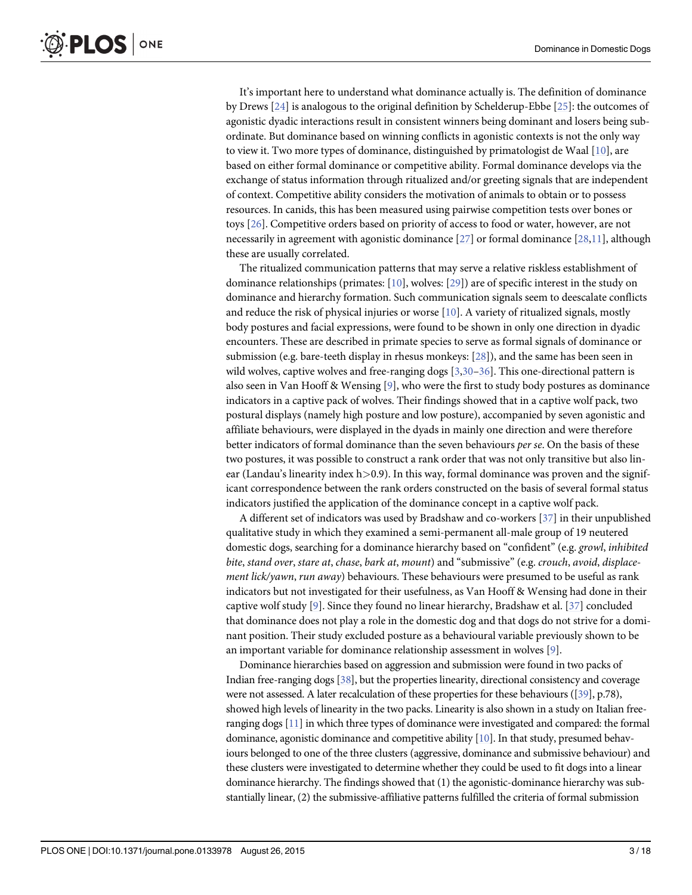It's important here to understand what dominance actually is. The definition of dominance by Drews [24] is analogous to the original definition by Schelderup-Ebbe [25]: the outcomes of agonistic dyadic interactions result in consistent winners being dominant and losers being subordinate. But dominance based on winning conflicts in agonistic contexts is not the only way to view it. Two more types of dominance, distinguished by primatologist de Waal [10], are based on either formal dominance or competitive ability. Formal dominance develops via the exchange of status information through ritualized and/or greeting signals that are independent of context. Competitive ability considers the motivation of animals to obtain or to possess resources. In canids, this has been measured using pairwise competition tests over bones or toys [26]. Competitive orders based on priority of access to food or water, however, are not necessarily in agreement with agonistic dominance [27] or formal dominance [28,11], although these are usually correlated.

The ritualized communication patterns that may serve a relative riskless establishment of dominance relationships (primates: [10], wolves: [29]) are of specific interest in the study on dominance and hierarchy formation. Such communication signals seem to deescalate conflicts and reduce the risk of physical injuries or worse [10]. A variety of ritualized signals, mostly body postures and facial expressions, were found to be shown in only one direction in dyadic encounters. These are described in primate species to serve as formal signals of dominance or submission (e.g. bare-teeth display in rhesus monkeys: [28]), and the same has been seen in wild wolves, captive wolves and free-ranging dogs [3,30–36]. This one-directional pattern is also seen in Van Hooff & Wensing [9], who were the first to study body postures as dominance indicators in a captive pack of wolves. Their findings showed that in a captive wolf pack, two postural displays (namely high posture and low posture), accompanied by seven agonistic and affiliate behaviours, were displayed in the dyads in mainly one direction and were therefore better indicators of formal dominance than the seven behaviours *per se*. On the basis of these two postures, it was possible to construct a rank order that was not only transitive but also linear (Landau's linearity index $h>0.9$). In this way, formal dominance was proven and the significant correspondence between the rank orders constructed on the basis of several formal status indicators justified the application of the dominance concept in a captive wolf pack.

A different set of indicators was used by Bradshaw and co-workers [37] in their unpublished qualitative study in which they examined a semi-permanent all-male group of 19 neutered domestic dogs, searching for a dominance hierarchy based on "confident" (e.g. *growl*, *inhibited bite*, *stand over*, *stare at*, *chase*, *bark at*, *mount*) and "submissive" (e.g. *crouch*, *avoid*, *displacement lick/yawn*, *run away*) behaviours. These behaviours were presumed to be useful as rank indicators but not investigated for their usefulness, as Van Hooff & Wensing had done in their captive wolf study [9]. Since they found no linear hierarchy, Bradshaw et al. [37] concluded that dominance does not play a role in the domestic dog and that dogs do not strive for a dominant position. Their study excluded posture as a behavioural variable previously shown to be an important variable for dominance relationship assessment in wolves [9].

Dominance hierarchies based on aggression and submission were found in two packs of Indian free-ranging dogs [38], but the properties linearity, directional consistency and coverage were not assessed. A later recalculation of these properties for these behaviours ([39], p.78), showed high levels of linearity in the two packs. Linearity is also shown in a study on Italian free-ranging dogs [11] in which three types of dominance were investigated and compared: the formal dominance, agonistic dominance and competitive ability [10]. In that study, presumed behaviours belonged to one of the three clusters (aggressive, dominance and submissive behaviour) and these clusters were investigated to determine whether they could be used to fit dogs into a linear dominance hierarchy. The findings showed that (1) the agonistic-dominance hierarchy was substantially linear, (2) the submissive-affiliative patterns fulfilled the criteria of formal submission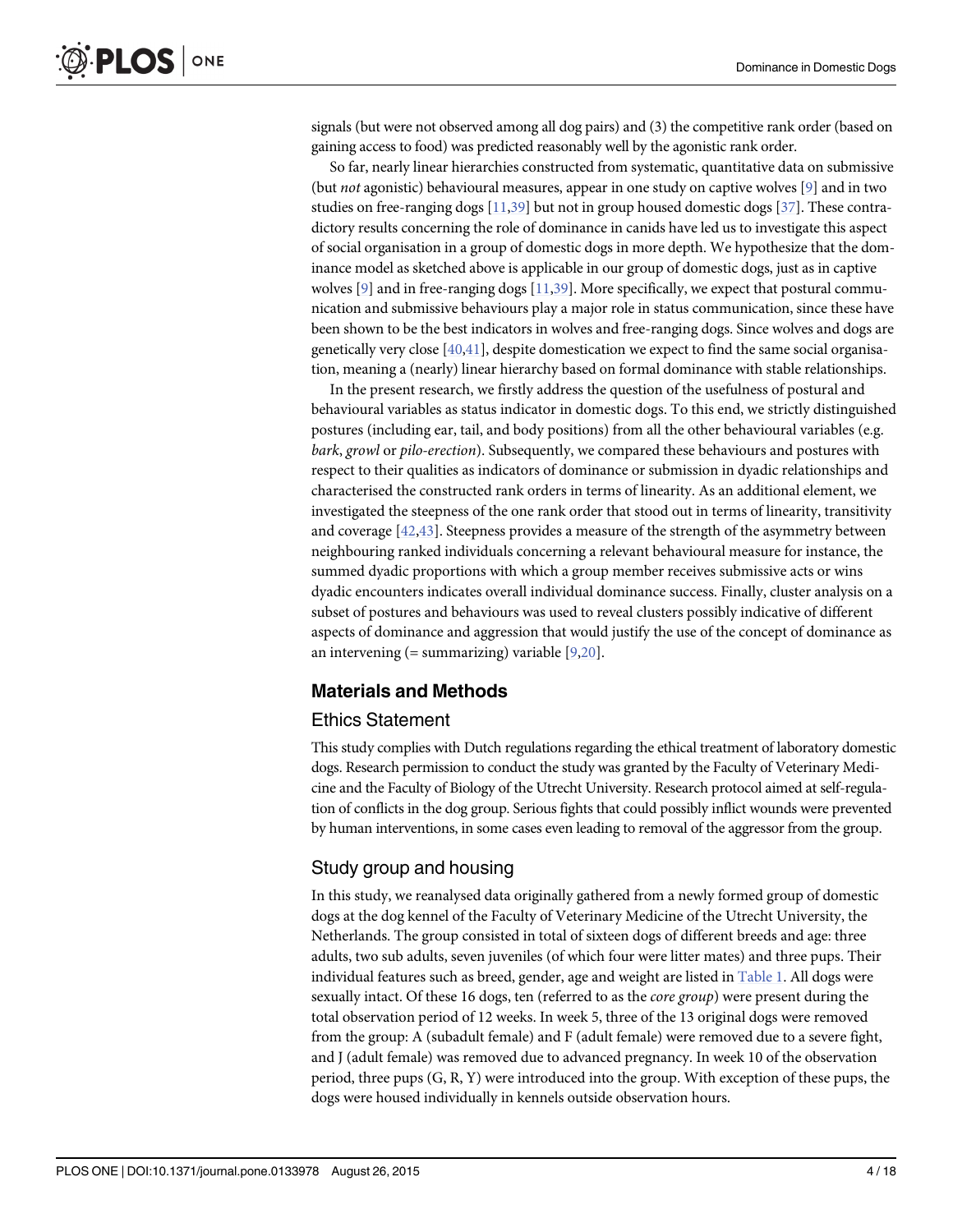signals (but were not observed among all dog pairs) and (3) the competitive rank order (based on gaining access to food) was predicted reasonably well by the agonistic rank order.

So far, nearly linear hierarchies constructed from systematic, quantitative data on submissive (but *not* agonistic) behavioural measures, appear in one study on captive wolves [9] and in two studies on free-ranging dogs [11,39] but not in group housed domestic dogs [37]. These contradictory results concerning the role of dominance in canids have led us to investigate this aspect of social organisation in a group of domestic dogs in more depth. We hypothesize that the dominance model as sketched above is applicable in our group of domestic dogs, just as in captive wolves [9] and in free-ranging dogs [11,39]. More specifically, we expect that postural communication and submissive behaviours play a major role in status communication, since these have been shown to be the best indicators in wolves and free-ranging dogs. Since wolves and dogs are genetically very close [40,41], despite domestication we expect to find the same social organisation, meaning a (nearly) linear hierarchy based on formal dominance with stable relationships.

In the present research, we firstly address the question of the usefulness of postural and behavioural variables as status indicator in domestic dogs. To this end, we strictly distinguished postures (including ear, tail, and body positions) from all the other behavioural variables (e.g. *bark*, *growl* or *pilo-erection*). Subsequently, we compared these behaviours and postures with respect to their qualities as indicators of dominance or submission in dyadic relationships and characterised the constructed rank orders in terms of linearity. As an additional element, we investigated the steepness of the one rank order that stood out in terms of linearity, transitivity and coverage [42,43]. Steepness provides a measure of the strength of the asymmetry between neighbouring ranked individuals concerning a relevant behavioural measure for instance, the summed dyadic proportions with which a group member receives submissive acts or wins dyadic encounters indicates overall individual dominance success. Finally, cluster analysis on a subset of postures and behaviours was used to reveal clusters possibly indicative of different aspects of dominance and aggression that would justify the use of the concept of dominance as an intervening (= summarizing) variable [9,20].

## Materials and Methods

### Ethics Statement

This study complies with Dutch regulations regarding the ethical treatment of laboratory domestic dogs. Research permission to conduct the study was granted by the Faculty of Veterinary Medicine and the Faculty of Biology of the Utrecht University. Research protocol aimed at self-regulation of conflicts in the dog group. Serious fights that could possibly inflict wounds were prevented by human interventions, in some cases even leading to removal of the aggressor from the group.

### Study group and housing

In this study, we reanalysed data originally gathered from a newly formed group of domestic dogs at the dog kennel of the Faculty of Veterinary Medicine of the Utrecht University, the Netherlands. The group consisted in total of sixteen dogs of different breeds and age: three adults, two sub adults, seven juveniles (of which four were litter mates) and three pups. Their individual features such as breed, gender, age and weight are listed in Table 1. All dogs were sexually intact. Of these 16 dogs, ten (referred to as the *core group*) were present during the total observation period of 12 weeks. In week 5, three of the 13 original dogs were removed from the group: A (subadult female) and F (adult female) were removed due to a severe fight, and J (adult female) was removed due to advanced pregnancy. In week 10 of the observation period, three pups (G, R, Y) were introduced into the group. With exception of these pups, the dogs were housed individually in kennels outside observation hours.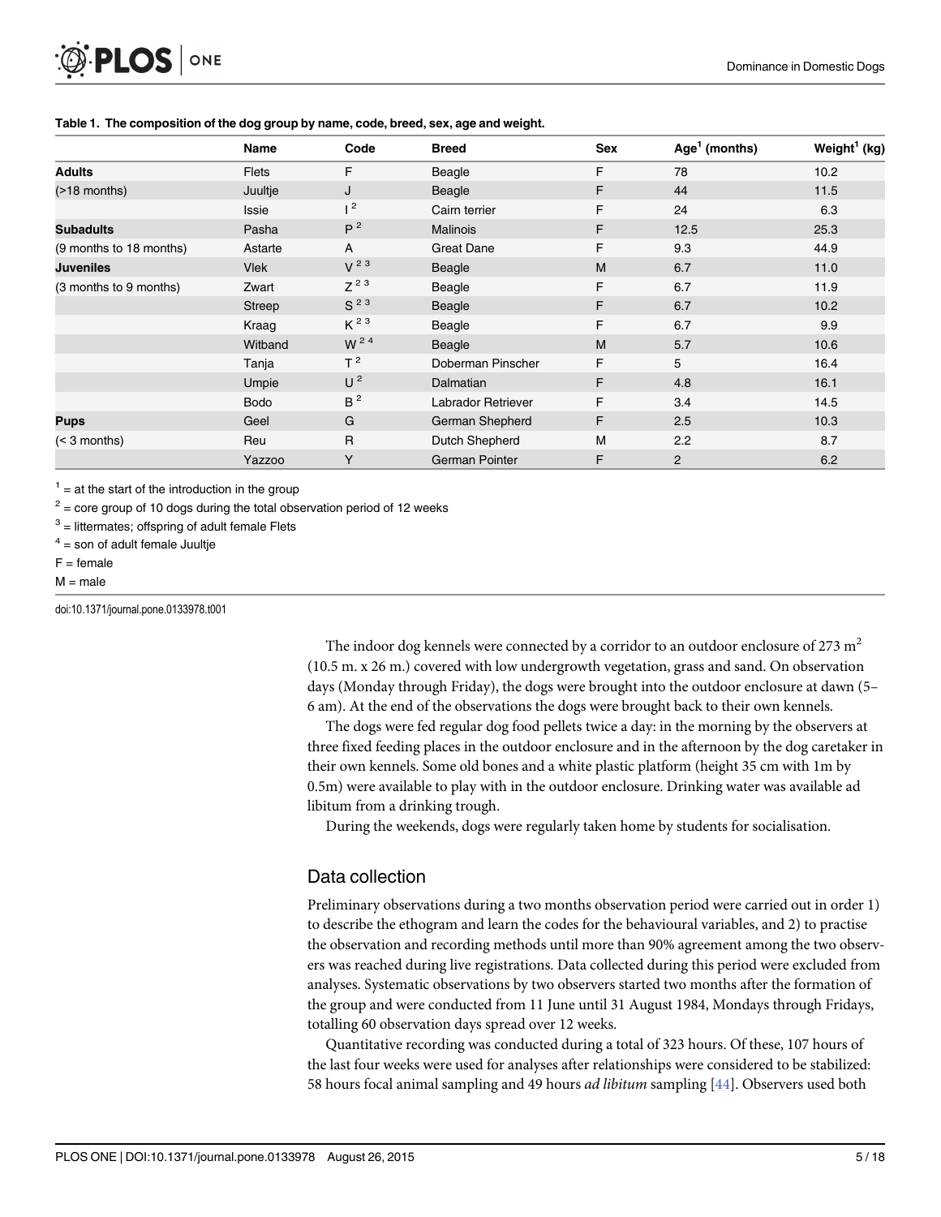**Table 1. The composition of the dog group by name, code, breed, sex, age and weight.**

| | Name | Code | Breed | Sex | Age[1] (months) | Weight[1] (kg) |
|---|---|---|---|---|---|---|
| **Adults** | Flets | F | Beagle | F | 78 | 10.2 |
| (>18 months) | Juultje | J | Beagle | F | 44 | 11.5 |
| | Issie | I [2] | Cairn terrier | F | 24 | 6.3 |
| **Subadults** | Pasha | P [2] | Malinois | F | 12.5 | 25.3 |
| (9 months to 18 months) | Astarte | A | Great Dane | F | 9.3 | 44.9 |
| **Juveniles** | Vlek | V [2 3] | Beagle | M | 6.7 | 11.0 |
| (3 months to 9 months) | Zwart | Z [2 3] | Beagle | F | 6.7 | 11.9 |
| | Streep | S [2 3] | Beagle | F | 6.7 | 10.2 |
| | Kraag | K [2 3] | Beagle | F | 6.7 | 9.9 |
| | Witband | W [2 4] | Beagle | M | 5.7 | 10.6 |
| | Tanja | T [2] | Doberman Pinscher | F | 5 | 16.4 |
| | Umpie | U [2] | Dalmatian | F | 4.8 | 16.1 |
| | Bodo | B [2] | Labrador Retriever | F | 3.4 | 14.5 |
| **Pups** | Geel | G | German Shepherd | F | 2.5 | 10.3 |
| (< 3 months) | Reu | R | Dutch Shepherd | M | 2.2 | 8.7 |
| | Yazzoo | Y | German Pointer | F | 2 | 6.2 |

[1] = at the start of the introduction in the group

[2] = core group of 10 dogs during the total observation period of 12 weeks

[3] = littermates; offspring of adult female Flets

[4] = son of adult female Juultje

F = female

M = male

doi:10.1371/journal.pone.0133978.t001

The indoor dog kennels were connected by a corridor to an outdoor enclosure of 273 $m^2$ (10.5 m. x 26 m.) covered with low undergrowth vegetation, grass and sand. On observation days (Monday through Friday), the dogs were brought into the outdoor enclosure at dawn (5–6 am). At the end of the observations the dogs were brought back to their own kennels.

The dogs were fed regular dog food pellets twice a day: in the morning by the observers at three fixed feeding places in the outdoor enclosure and in the afternoon by the dog caretaker in their own kennels. Some old bones and a white plastic platform (height 35 cm with 1m by 0.5m) were available to play with in the outdoor enclosure. Drinking water was available ad libitum from a drinking trough.

During the weekends, dogs were regularly taken home by students for socialisation.

## Data collection

Preliminary observations during a two months observation period were carried out in order 1) to describe the ethogram and learn the codes for the behavioural variables, and 2) to practise the observation and recording methods until more than 90% agreement among the two observers was reached during live registrations. Data collected during this period were excluded from analyses. Systematic observations by two observers started two months after the formation of the group and were conducted from 11 June until 31 August 1984, Mondays through Fridays, totalling 60 observation days spread over 12 weeks.

Quantitative recording was conducted during a total of 323 hours. Of these, 107 hours of the last four weeks were used for analyses after relationships were considered to be stabilized: 58 hours focal animal sampling and 49 hours *ad libitum* sampling [44]. Observers used both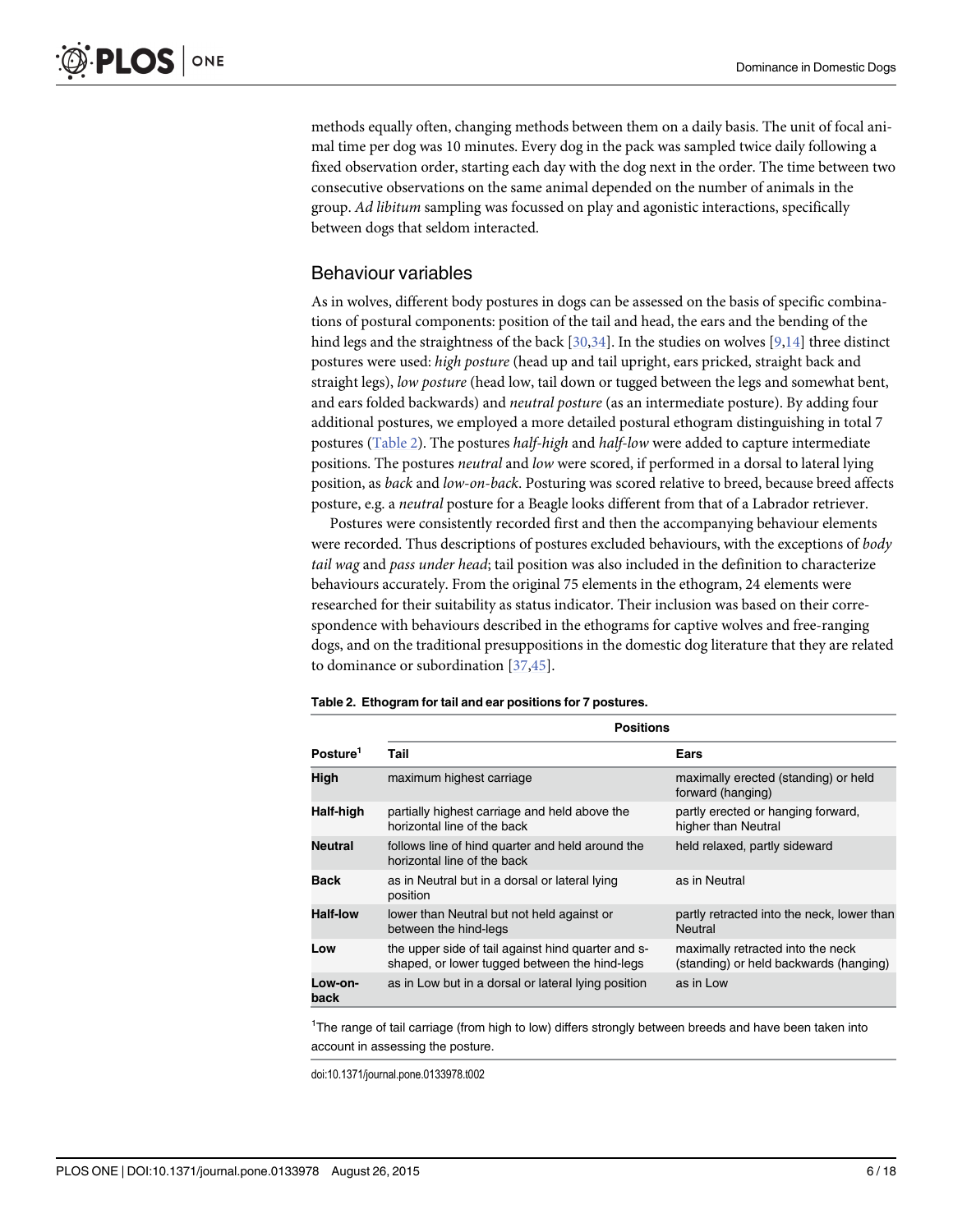methods equally often, changing methods between them on a daily basis. The unit of focal animal time per dog was 10 minutes. Every dog in the pack was sampled twice daily following a fixed observation order, starting each day with the dog next in the order. The time between two consecutive observations on the same animal depended on the number of animals in the group. *Ad libitum* sampling was focussed on play and agonistic interactions, specifically between dogs that seldom interacted.

## Behaviour variables

As in wolves, different body postures in dogs can be assessed on the basis of specific combinations of postural components: position of the tail and head, the ears and the bending of the hind legs and the straightness of the back [30,34]. In the studies on wolves [9,14] three distinct postures were used: *high posture* (head up and tail upright, ears pricked, straight back and straight legs), *low posture* (head low, tail down or tugged between the legs and somewhat bent, and ears folded backwards) and *neutral posture* (as an intermediate posture). By adding four additional postures, we employed a more detailed postural ethogram distinguishing in total 7 postures (Table 2). The postures *half-high* and *half-low* were added to capture intermediate positions. The postures *neutral* and *low* were scored, if performed in a dorsal to lateral lying position, as *back* and *low-on-back*. Posturing was scored relative to breed, because breed affects posture, e.g. a *neutral* posture for a Beagle looks different from that of a Labrador retriever.

Postures were consistently recorded first and then the accompanying behaviour elements were recorded. Thus descriptions of postures excluded behaviours, with the exceptions of *body tail wag* and *pass under head*; tail position was also included in the definition to characterize behaviours accurately. From the original 75 elements in the ethogram, 24 elements were researched for their suitability as status indicator. Their inclusion was based on their correspondence with behaviours described in the ethograms for captive wolves and free-ranging dogs, and on the traditional presuppositions in the domestic dog literature that they are related to dominance or subordination [37,45].

**Table 2. Ethogram for tail and ear positions for 7 postures.**

| | Positions | |
|---|---|---|
| **Posture[1]** | **Tail** | **Ears** |
| **High** | maximum highest carriage | maximally erected (standing) or held forward (hanging) |
| **Half-high** | partially highest carriage and held above the horizontal line of the back | partly erected or hanging forward, higher than Neutral |
| **Neutral** | follows line of hind quarter and held around the horizontal line of the back | held relaxed, partly sideward |
| **Back** | as in Neutral but in a dorsal or lateral lying position | as in Neutral |
| **Half-low** | lower than Neutral but not held against or between the hind-legs | partly retracted into the neck, lower than Neutral |
| **Low** | the upper side of tail against hind quarter and s-shaped, or lower tugged between the hind-legs | maximally retracted into the neck (standing) or held backwards (hanging) |
| **Low-on-back** | as in Low but in a dorsal or lateral lying position | as in Low |

[1]The range of tail carriage (from high to low) differs strongly between breeds and have been taken into account in assessing the posture.

doi:10.1371/journal.pone.0133978.t002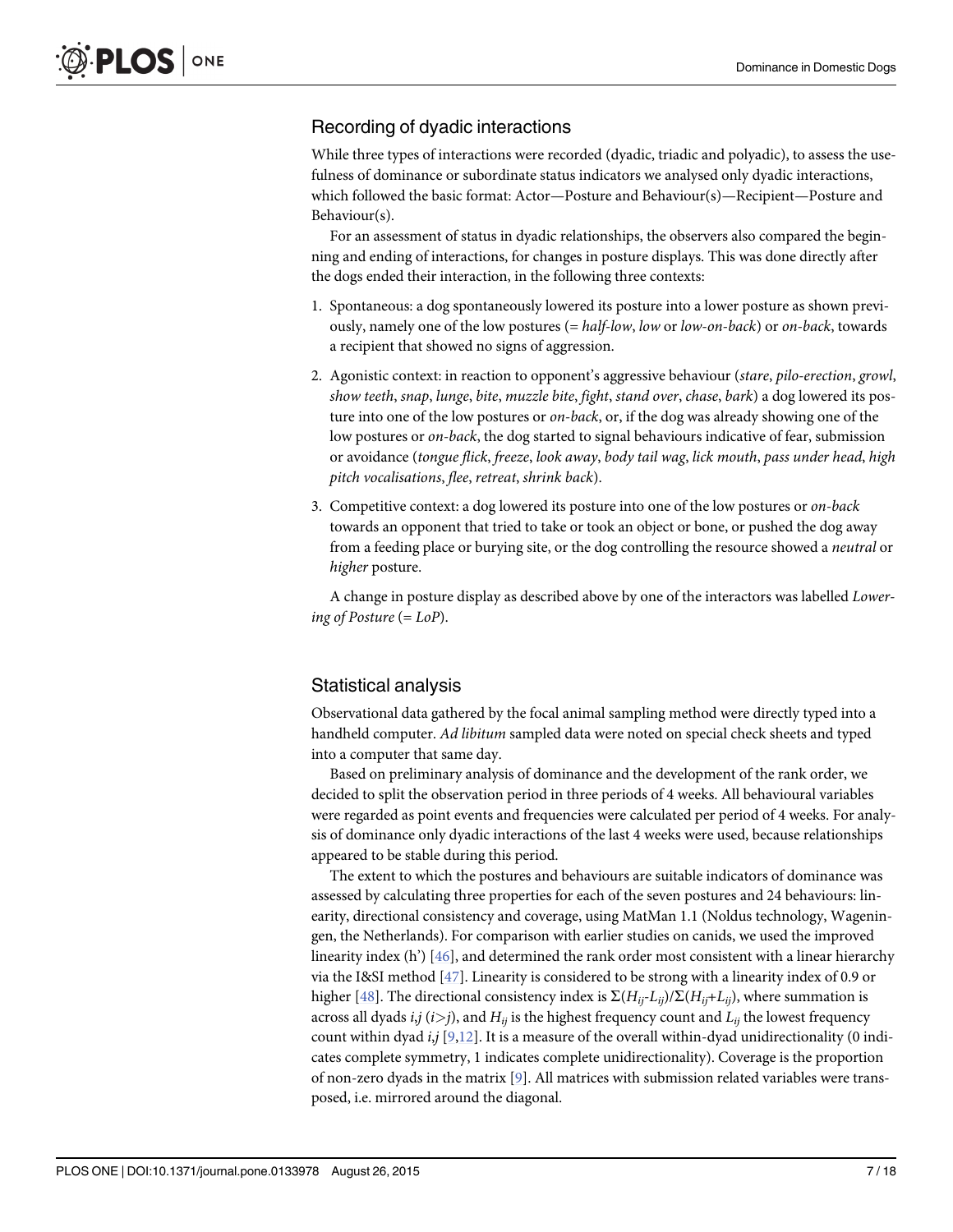## Recording of dyadic interactions

While three types of interactions were recorded (dyadic, triadic and polyadic), to assess the usefulness of dominance or subordinate status indicators we analysed only dyadic interactions, which followed the basic format: Actor—Posture and Behaviour(s)—Recipient—Posture and Behaviour(s).

For an assessment of status in dyadic relationships, the observers also compared the beginning and ending of interactions, for changes in posture displays. This was done directly after the dogs ended their interaction, in the following three contexts:

1. Spontaneous: a dog spontaneously lowered its posture into a lower posture as shown previously, namely one of the low postures (= *half-low*, *low* or *low-on-back*) or *on-back*, towards a recipient that showed no signs of aggression.
2. Agonistic context: in reaction to opponent's aggressive behaviour (*stare*, *pilo-erection*, *growl*, *show teeth*, *snap*, *lunge*, *bite*, *muzzle bite*, *fight*, *stand over*, *chase*, *bark*) a dog lowered its posture into one of the low postures or *on-back*, or, if the dog was already showing one of the low postures or *on-back*, the dog started to signal behaviours indicative of fear, submission or avoidance (*tongue flick*, *freeze*, *look away*, *body tail wag*, *lick mouth*, *pass under head*, *high pitch vocalisations*, *flee*, *retreat*, *shrink back*).
3. Competitive context: a dog lowered its posture into one of the low postures or *on-back* towards an opponent that tried to take or took an object or bone, or pushed the dog away from a feeding place or burying site, or the dog controlling the resource showed a *neutral* or *higher* posture.

A change in posture display as described above by one of the interactors was labelled *Lowering of Posture* (= *LoP*).

## Statistical analysis

Observational data gathered by the focal animal sampling method were directly typed into a handheld computer. *Ad libitum* sampled data were noted on special check sheets and typed into a computer that same day.

Based on preliminary analysis of dominance and the development of the rank order, we decided to split the observation period in three periods of 4 weeks. All behavioural variables were regarded as point events and frequencies were calculated per period of 4 weeks. For analysis of dominance only dyadic interactions of the last 4 weeks were used, because relationships appeared to be stable during this period.

The extent to which the postures and behaviours are suitable indicators of dominance was assessed by calculating three properties for each of the seven postures and 24 behaviours: linearity, directional consistency and coverage, using MatMan 1.1 (Noldus technology, Wageningen, the Netherlands). For comparison with earlier studies on canids, we used the improved linearity index (h') [46], and determined the rank order most consistent with a linear hierarchy via the I&SI method [47]. Linearity is considered to be strong with a linearity index of 0.9 or higher [48]. The directional consistency index is $\Sigma(H_{ij}-L_{ij})/\Sigma(H_{ij}+L_{ij})$, where summation is across all dyads $i,j$ ($i>j$), and $H_{ij}$ is the highest frequency count and $L_{ij}$ the lowest frequency count within dyad $i,j$ [9,12]. It is a measure of the overall within-dyad unidirectionality (0 indicates complete symmetry, 1 indicates complete unidirectionality). Coverage is the proportion of non-zero dyads in the matrix [9]. All matrices with submission related variables were transposed, i.e. mirrored around the diagonal.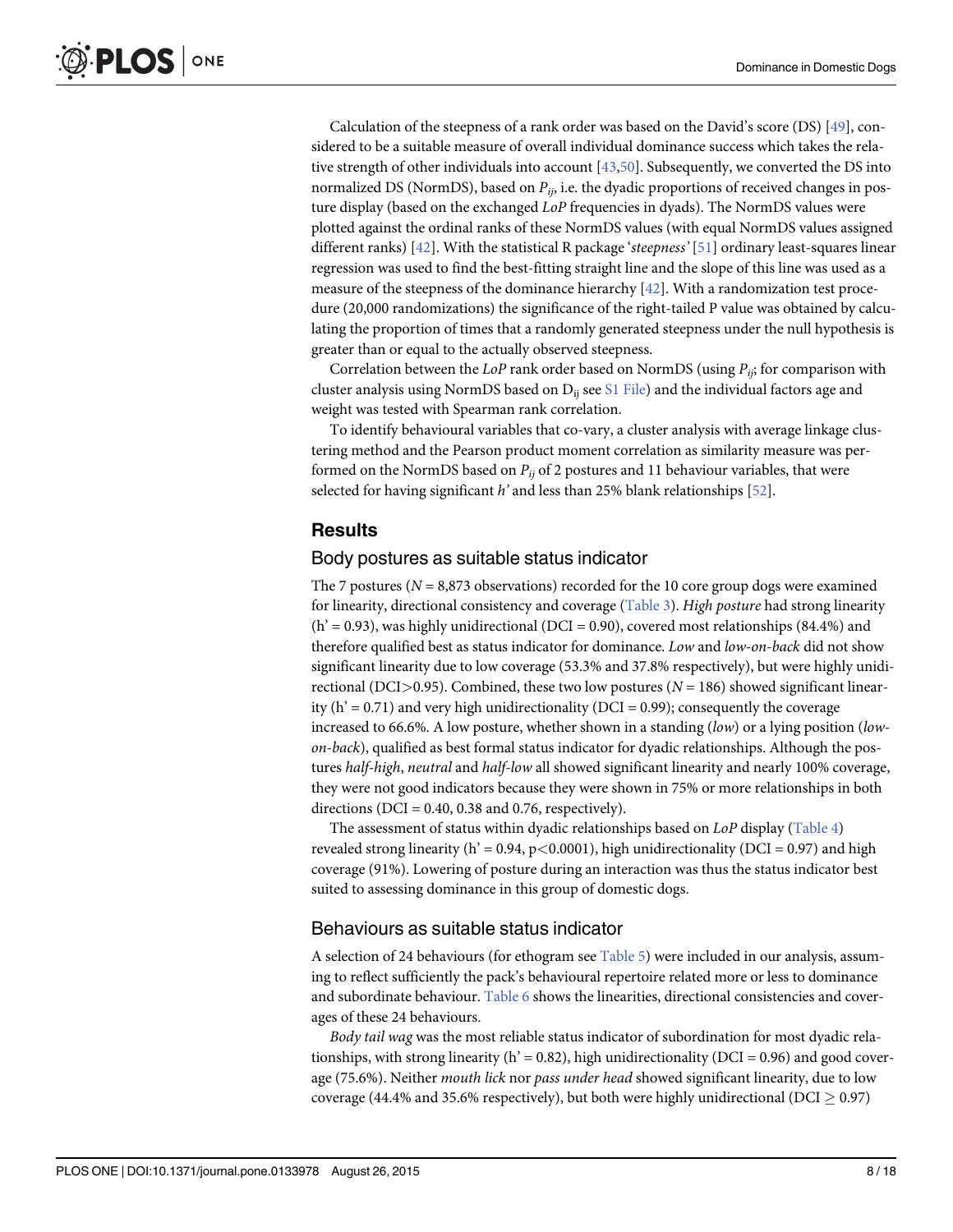Calculation of the steepness of a rank order was based on the David's score (DS) [49], considered to be a suitable measure of overall individual dominance success which takes the relative strength of other individuals into account [43,50]. Subsequently, we converted the DS into normalized DS (NormDS), based on $P_{ij}$, i.e. the dyadic proportions of received changes in posture display (based on the exchanged *LoP* frequencies in dyads). The NormDS values were plotted against the ordinal ranks of these NormDS values (with equal NormDS values assigned different ranks) [42]. With the statistical R package '*steepness*' [51] ordinary least-squares linear regression was used to find the best-fitting straight line and the slope of this line was used as a measure of the steepness of the dominance hierarchy [42]. With a randomization test procedure (20,000 randomizations) the significance of the right-tailed P value was obtained by calculating the proportion of times that a randomly generated steepness under the null hypothesis is greater than or equal to the actually observed steepness.

Correlation between the *LoP* rank order based on NormDS (using $P_{ij}$; for comparison with cluster analysis using NormDS based on $D_{ij}$ see S1 File) and the individual factors age and weight was tested with Spearman rank correlation.

To identify behavioural variables that co-vary, a cluster analysis with average linkage clustering method and the Pearson product moment correlation as similarity measure was performed on the NormDS based on $P_{ij}$ of 2 postures and 11 behaviour variables, that were selected for having significant *h'* and less than 25% blank relationships [52].

## Results

### Body postures as suitable status indicator

The 7 postures ($N$ = 8,873 observations) recorded for the 10 core group dogs were examined for linearity, directional consistency and coverage (Table 3). *High posture* had strong linearity (h' = 0.93), was highly unidirectional (DCI = 0.90), covered most relationships (84.4%) and therefore qualified best as status indicator for dominance. *Low* and *low-on-back* did not show significant linearity due to low coverage (53.3% and 37.8% respectively), but were highly unidirectional (DCI>0.95). Combined, these two low postures ($N$ = 186) showed significant linearity (h' = 0.71) and very high unidirectionality (DCI = 0.99); consequently the coverage increased to 66.6%. A low posture, whether shown in a standing (*low*) or a lying position (*low-on-back*), qualified as best formal status indicator for dyadic relationships. Although the postures *half-high*, *neutral* and *half-low* all showed significant linearity and nearly 100% coverage, they were not good indicators because they were shown in 75% or more relationships in both directions (DCI = 0.40, 0.38 and 0.76, respectively).

The assessment of status within dyadic relationships based on *LoP* display (Table 4) revealed strong linearity (h' = 0.94, $p<0.0001$), high unidirectionality (DCI = 0.97) and high coverage (91%). Lowering of posture during an interaction was thus the status indicator best suited to assessing dominance in this group of domestic dogs.

### Behaviours as suitable status indicator

A selection of 24 behaviours (for ethogram see Table 5) were included in our analysis, assuming to reflect sufficiently the pack's behavioural repertoire related more or less to dominance and subordinate behaviour. Table 6 shows the linearities, directional consistencies and coverages of these 24 behaviours.

*Body tail wag* was the most reliable status indicator of subordination for most dyadic relationships, with strong linearity (h' = 0.82), high unidirectionality (DCI = 0.96) and good coverage (75.6%). Neither *mouth lick* nor *pass under head* showed significant linearity, due to low coverage (44.4% and 35.6% respectively), but both were highly unidirectional (DCI $\geq$ 0.97)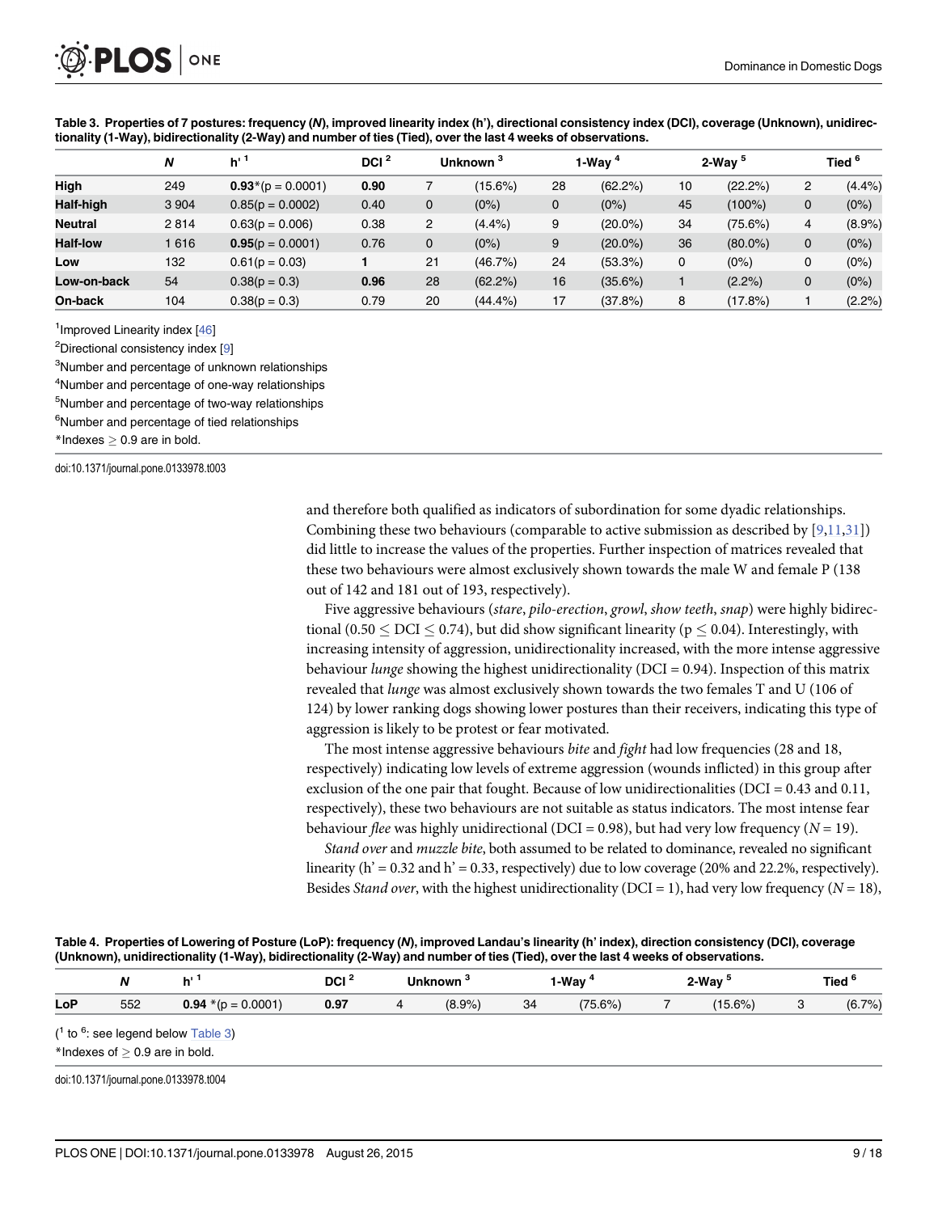**Table 3. Properties of 7 postures: frequency (*N*), improved linearity index (h'), directional consistency index (DCI), coverage (Unknown), unidirectionality (1-Way), bidirectionality (2-Way) and number of ties (Tied), over the last 4 weeks of observations.**

| | *N* | h' [1] | DCI [2] | Unknown [3] | | 1-Way [4] | | 2-Way [5] | | Tied [6] | |
|---|---|---|---|---|---|---|---|---|---|---|---|
| **High** | 249 | **0.93***(p = 0.0001) | **0.90** | 7 | (15.6%) | 28 | (62.2%) | 10 | (22.2%) | 2 | (4.4%) |
| **Half-high** | 3 904 | 0.85(p = 0.0002) | 0.40 | 0 | (0%) | 0 | (0%) | 45 | (100%) | 0 | (0%) |
| **Neutral** | 2 814 | 0.63(p = 0.006) | 0.38 | 2 | (4.4%) | 9 | (20.0%) | 34 | (75.6%) | 4 | (8.9%) |
| **Half-low** | 1 616 | **0.95**(p = 0.0001) | 0.76 | 0 | (0%) | 9 | (20.0%) | 36 | (80.0%) | 0 | (0%) |
| **Low** | 132 | 0.61(p = 0.03) | **1** | 21 | (46.7%) | 24 | (53.3%) | 0 | (0%) | 0 | (0%) |
| **Low-on-back** | 54 | 0.38(p = 0.3) | **0.96** | 28 | (62.2%) | 16 | (35.6%) | 1 | (2.2%) | 0 | (0%) |
| **On-back** | 104 | 0.38(p = 0.3) | 0.79 | 20 | (44.4%) | 17 | (37.8%) | 8 | (17.8%) | 1 | (2.2%) |

[1]Improved Linearity index [46]

[2]Directional consistency index [9]

[3]Number and percentage of unknown relationships

[4]Number and percentage of one-way relationships

[5]Number and percentage of two-way relationships

[6]Number and percentage of tied relationships

*Indexes ≥ 0.9 are in bold.

doi:10.1371/journal.pone.0133978.t003

and therefore both qualified as indicators of subordination for some dyadic relationships. Combining these two behaviours (comparable to active submission as described by [9,11,31]) did little to increase the values of the properties. Further inspection of matrices revealed that these two behaviours were almost exclusively shown towards the male W and female P (138 out of 142 and 181 out of 193, respectively).

Five aggressive behaviours (*stare*, *pilo-erection*, *growl*, *show teeth*, *snap*) were highly bidirectional ($0.50 \leq$ DCI $\leq 0.74$), but did show significant linearity ($p \leq 0.04$). Interestingly, with increasing intensity of aggression, unidirectionality increased, with the more intense aggressive behaviour *lunge* showing the highest unidirectionality (DCI = 0.94). Inspection of this matrix revealed that *lunge* was almost exclusively shown towards the two females T and U (106 of 124) by lower ranking dogs showing lower postures than their receivers, indicating this type of aggression is likely to be protest or fear motivated.

The most intense aggressive behaviours *bite* and *fight* had low frequencies (28 and 18, respectively) indicating low levels of extreme aggression (wounds inflicted) in this group after exclusion of the one pair that fought. Because of low unidirectionalities (DCI = 0.43 and 0.11, respectively), these two behaviours are not suitable as status indicators. The most intense fear behaviour *flee* was highly unidirectional (DCI = 0.98), but had very low frequency ($N = 19$).

*Stand over* and *muzzle bite*, both assumed to be related to dominance, revealed no significant linearity (h' = 0.32 and h' = 0.33, respectively) due to low coverage (20% and 22.2%, respectively). Besides *Stand over*, with the highest unidirectionality (DCI = 1), had very low frequency ($N = 18$),

**Table 4. Properties of Lowering of Posture (LoP): frequency (*N*), improved Landau's linearity (h' index), direction consistency (DCI), coverage (Unknown), unidirectionality (1-Way), bidirectionality (2-Way) and number of ties (Tied), over the last 4 weeks of observations.**

| | *N* | h' [1] | DCI [2] | Unknown [3] | | 1-Way [4] | | 2-Way [5] | | Tied [6] | |
|---|---|---|---|---|---|---|---|---|---|---|---|
| **LoP** | 552 | **0.94** *(p = 0.0001) | **0.97** | 4 | (8.9%) | 34 | (75.6%) | 7 | (15.6%) | 3 | (6.7%) |

([1] to [6]: see legend below Table 3)

*Indexes of ≥ 0.9 are in bold.

doi:10.1371/journal.pone.0133978.t004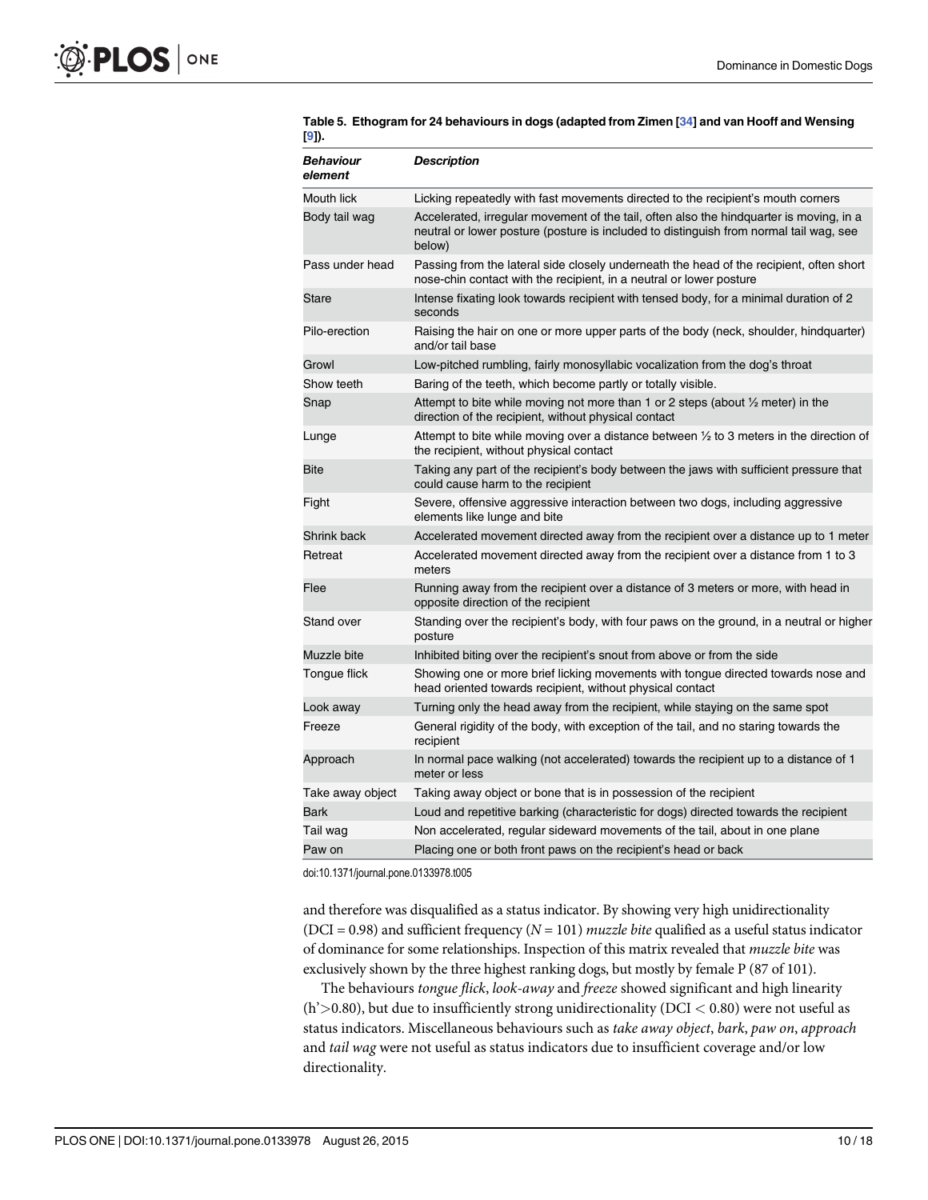**Table 5. Ethogram for 24 behaviours in dogs (adapted from Zimen [34] and van Hooff and Wensing [9]).**

| *Behaviour element* | *Description* |
|---|---|
| Mouth lick | Licking repeatedly with fast movements directed to the recipient's mouth corners |
| Body tail wag | Accelerated, irregular movement of the tail, often also the hindquarter is moving, in a neutral or lower posture (posture is included to distinguish from normal tail wag, see below) |
| Pass under head | Passing from the lateral side closely underneath the head of the recipient, often short nose-chin contact with the recipient, in a neutral or lower posture |
| Stare | Intense fixating look towards recipient with tensed body, for a minimal duration of 2 seconds |
| Pilo-erection | Raising the hair on one or more upper parts of the body (neck, shoulder, hindquarter) and/or tail base |
| Growl | Low-pitched rumbling, fairly monosyllabic vocalization from the dog's throat |
| Show teeth | Baring of the teeth, which become partly or totally visible. |
| Snap | Attempt to bite while moving not more than 1 or 2 steps (about ½ meter) in the direction of the recipient, without physical contact |
| Lunge | Attempt to bite while moving over a distance between ½ to 3 meters in the direction of the recipient, without physical contact |
| Bite | Taking any part of the recipient's body between the jaws with sufficient pressure that could cause harm to the recipient |
| Fight | Severe, offensive aggressive interaction between two dogs, including aggressive elements like lunge and bite |
| Shrink back | Accelerated movement directed away from the recipient over a distance up to 1 meter |
| Retreat | Accelerated movement directed away from the recipient over a distance from 1 to 3 meters |
| Flee | Running away from the recipient over a distance of 3 meters or more, with head in opposite direction of the recipient |
| Stand over | Standing over the recipient's body, with four paws on the ground, in a neutral or higher posture |
| Muzzle bite | Inhibited biting over the recipient's snout from above or from the side |
| Tongue flick | Showing one or more brief licking movements with tongue directed towards nose and head oriented towards recipient, without physical contact |
| Look away | Turning only the head away from the recipient, while staying on the same spot |
| Freeze | General rigidity of the body, with exception of the tail, and no staring towards the recipient |
| Approach | In normal pace walking (not accelerated) towards the recipient up to a distance of 1 meter or less |
| Take away object | Taking away object or bone that is in possession of the recipient |
| Bark | Loud and repetitive barking (characteristic for dogs) directed towards the recipient |
| Tail wag | Non accelerated, regular sideward movements of the tail, about in one plane |
| Paw on | Placing one or both front paws on the recipient's head or back |

doi:10.1371/journal.pone.0133978.t005

and therefore was disqualified as a status indicator. By showing very high unidirectionality (DCI = 0.98) and sufficient frequency ($N$ = 101) *muzzle bite* qualified as a useful status indicator of dominance for some relationships. Inspection of this matrix revealed that *muzzle bite* was exclusively shown by the three highest ranking dogs, but mostly by female P (87 of 101).

The behaviours *tongue flick*, *look-away* and *freeze* showed significant and high linearity ($h' > 0.80$), but due to insufficiently strong unidirectionality (DCI $< 0.80$) were not useful as status indicators. Miscellaneous behaviours such as *take away object*, *bark*, *paw on*, *approach* and *tail wag* were not useful as status indicators due to insufficient coverage and/or low directionality.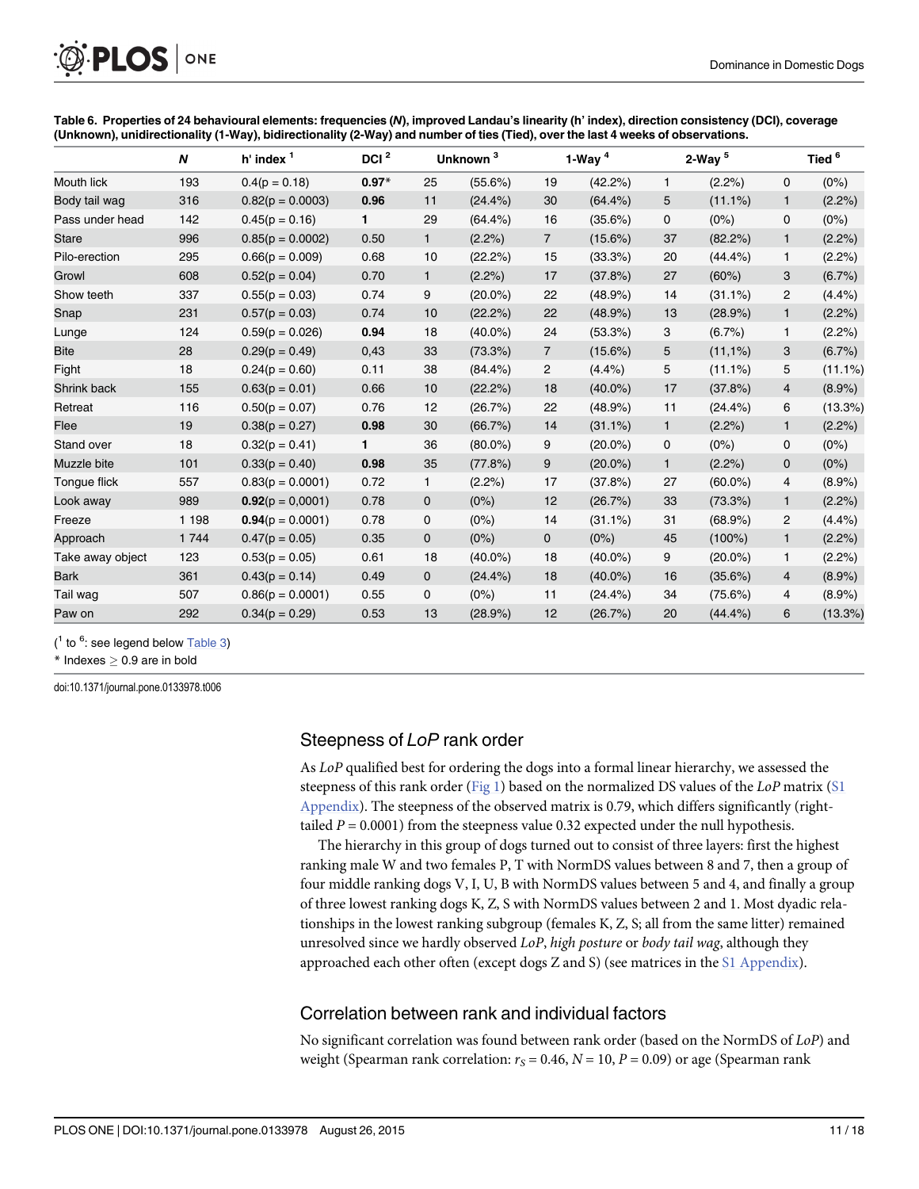**Table 6. Properties of 24 behavioural elements: frequencies (*N*), improved Landau's linearity (h' index), direction consistency (DCI), coverage (Unknown), unidirectionality (1-Way), bidirectionality (2-Way) and number of ties (Tied), over the last 4 weeks of observations.**

| | *N* | h' index [1] | DCI [2] | Unknown [3] | | 1-Way [4] | | 2-Way [5] | | Tied [6] | |
|---|---|---|---|---|---|---|---|---|---|---|---|
| Mouth lick | 193 | 0.4(p = 0.18) | **0.97*** | 25 | (55.6%) | 19 | (42.2%) | 1 | (2.2%) | 0 | (0%) |
| Body tail wag | 316 | 0.82(p = 0.0003) | **0.96** | 11 | (24.4%) | 30 | (64.4%) | 5 | (11.1%) | 1 | (2.2%) |
| Pass under head | 142 | 0.45(p = 0.16) | **1** | 29 | (64.4%) | 16 | (35.6%) | 0 | (0%) | 0 | (0%) |
| Stare | 996 | 0.85(p = 0.0002) | 0.50 | 1 | (2.2%) | 7 | (15.6%) | 37 | (82.2%) | 1 | (2.2%) |
| Pilo-erection | 295 | 0.66(p = 0.009) | 0.68 | 10 | (22.2%) | 15 | (33.3%) | 20 | (44.4%) | 1 | (2.2%) |
| Growl | 608 | 0.52(p = 0.04) | 0.70 | 1 | (2.2%) | 17 | (37.8%) | 27 | (60%) | 3 | (6.7%) |
| Show teeth | 337 | 0.55(p = 0.03) | 0.74 | 9 | (20.0%) | 22 | (48.9%) | 14 | (31.1%) | 2 | (4.4%) |
| Snap | 231 | 0.57(p = 0.03) | 0.74 | 10 | (22.2%) | 22 | (48.9%) | 13 | (28.9%) | 1 | (2.2%) |
| Lunge | 124 | 0.59(p = 0.026) | **0.94** | 18 | (40.0%) | 24 | (53.3%) | 3 | (6.7%) | 1 | (2.2%) |
| Bite | 28 | 0.29(p = 0.49) | 0,43 | 33 | (73.3%) | 7 | (15.6%) | 5 | (11,1%) | 3 | (6.7%) |
| Fight | 18 | 0.24(p = 0.60) | 0.11 | 38 | (84.4%) | 2 | (4.4%) | 5 | (11.1%) | 5 | (11.1%) |
| Shrink back | 155 | 0.63(p = 0.01) | 0.66 | 10 | (22.2%) | 18 | (40.0%) | 17 | (37.8%) | 4 | (8.9%) |
| Retreat | 116 | 0.50(p = 0.07) | 0.76 | 12 | (26.7%) | 22 | (48.9%) | 11 | (24.4%) | 6 | (13.3%) |
| Flee | 19 | 0.38(p = 0.27) | **0.98** | 30 | (66.7%) | 14 | (31.1%) | 1 | (2.2%) | 1 | (2.2%) |
| Stand over | 18 | 0.32(p = 0.41) | **1** | 36 | (80.0%) | 9 | (20.0%) | 0 | (0%) | 0 | (0%) |
| Muzzle bite | 101 | 0.33(p = 0.40) | **0.98** | 35 | (77.8%) | 9 | (20.0%) | 1 | (2.2%) | 0 | (0%) |
| Tongue flick | 557 | 0.83(p = 0.0001) | 0.72 | 1 | (2.2%) | 17 | (37.8%) | 27 | (60.0%) | 4 | (8.9%) |
| Look away | 989 | **0.92**(p = 0,0001) | 0.78 | 0 | (0%) | 12 | (26.7%) | 33 | (73.3%) | 1 | (2.2%) |
| Freeze | 1 198 | **0.94**(p = 0.0001) | 0.78 | 0 | (0%) | 14 | (31.1%) | 31 | (68.9%) | 2 | (4.4%) |
| Approach | 1 744 | 0.47(p = 0.05) | 0.35 | 0 | (0%) | 0 | (0%) | 45 | (100%) | 1 | (2.2%) |
| Take away object | 123 | 0.53(p = 0.05) | 0.61 | 18 | (40.0%) | 18 | (40.0%) | 9 | (20.0%) | 1 | (2.2%) |
| Bark | 361 | 0.43(p = 0.14) | 0.49 | 0 | (24.4%) | 18 | (40.0%) | 16 | (35.6%) | 4 | (8.9%) |
| Tail wag | 507 | 0.86(p = 0.0001) | 0.55 | 0 | (0%) | 11 | (24.4%) | 34 | (75.6%) | 4 | (8.9%) |
| Paw on | 292 | 0.34(p = 0.29) | 0.53 | 13 | (28.9%) | 12 | (26.7%) | 20 | (44.4%) | 6 | (13.3%) |

([1] to [6]: see legend below Table 3)

\* Indexes ≥ 0.9 are in bold

doi:10.1371/journal.pone.0133978.t006

## Steepness of *LoP* rank order

As *LoP* qualified best for ordering the dogs into a formal linear hierarchy, we assessed the steepness of this rank order (Fig 1) based on the normalized DS values of the *LoP* matrix (S1 Appendix). The steepness of the observed matrix is 0.79, which differs significantly (right-tailed $P = 0.0001$) from the steepness value 0.32 expected under the null hypothesis.

The hierarchy in this group of dogs turned out to consist of three layers: first the highest ranking male W and two females P, T with NormDS values between 8 and 7, then a group of four middle ranking dogs V, I, U, B with NormDS values between 5 and 4, and finally a group of three lowest ranking dogs K, Z, S with NormDS values between 2 and 1. Most dyadic relationships in the lowest ranking subgroup (females K, Z, S; all from the same litter) remained unresolved since we hardly observed *LoP*, *high posture* or *body tail wag*, although they approached each other often (except dogs Z and S) (see matrices in the S1 Appendix).

## Correlation between rank and individual factors

No significant correlation was found between rank order (based on the NormDS of *LoP*) and weight (Spearman rank correlation: $r_S = 0.46$, $N = 10$, $P = 0.09$) or age (Spearman rank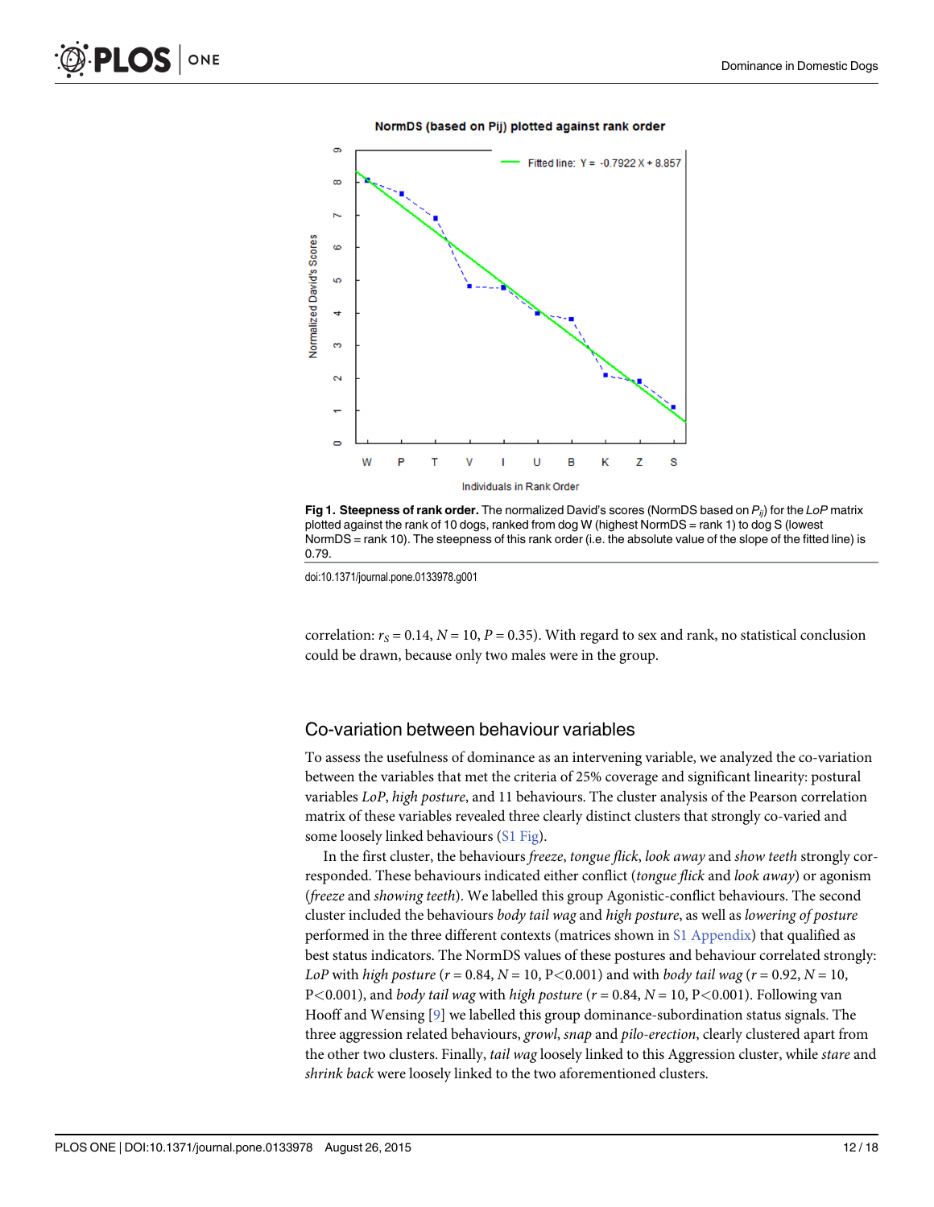Fig 1. **Steepness of rank order.** The normalized David's scores (NormDS based on $P_{ij}$) for the *LoP* matrix plotted against the rank of 10 dogs, ranked from dog W (highest NormDS = rank 1) to dog S (lowest NormDS = rank 10). The steepness of this rank order (i.e. the absolute value of the slope of the fitted line) is 0.79.

doi:10.1371/journal.pone.0133978.g001

correlation: $r_S = 0.14$, $N = 10$, $P = 0.35$). With regard to sex and rank, no statistical conclusion could be drawn, because only two males were in the group.

## Co-variation between behaviour variables

To assess the usefulness of dominance as an intervening variable, we analyzed the co-variation between the variables that met the criteria of 25% coverage and significant linearity: postural variables *LoP*, *high posture*, and 11 behaviours. The cluster analysis of the Pearson correlation matrix of these variables revealed three clearly distinct clusters that strongly co-varied and some loosely linked behaviours (S1 Fig).

In the first cluster, the behaviours *freeze*, *tongue flick*, *look away* and *show teeth* strongly corresponded. These behaviours indicated either conflict (*tongue flick* and *look away*) or agonism (*freeze* and *showing teeth*). We labelled this group Agonistic-conflict behaviours. The second cluster included the behaviours *body tail wag* and *high posture*, as well as *lowering of posture* performed in the three different contexts (matrices shown in S1 Appendix) that qualified as best status indicators. The NormDS values of these postures and behaviour correlated strongly: *LoP* with *high posture* ($r = 0.84$, $N = 10$, $P<0.001$) and with *body tail wag* ($r = 0.92$, $N = 10$, $P<0.001$), and *body tail wag* with *high posture* ($r = 0.84$, $N = 10$, $P<0.001$). Following van Hooff and Wensing [9] we labelled this group dominance-subordination status signals. The three aggression related behaviours, *growl*, *snap* and *pilo-erection*, clearly clustered apart from the other two clusters. Finally, *tail wag* loosely linked to this Aggression cluster, while *stare* and *shrink back* were loosely linked to the two aforementioned clusters.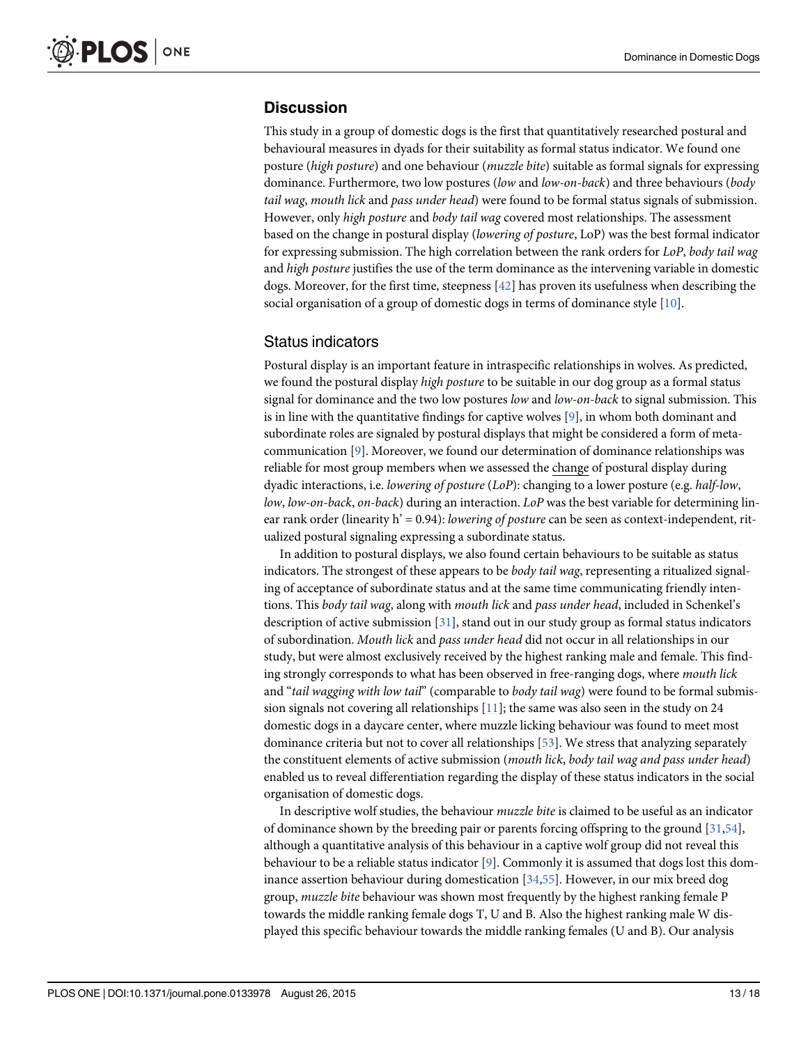## Discussion

This study in a group of domestic dogs is the first that quantitatively researched postural and behavioural measures in dyads for their suitability as formal status indicator. We found one posture (*high posture*) and one behaviour (*muzzle bite*) suitable as formal signals for expressing dominance. Furthermore, two low postures (*low* and *low-on-back*) and three behaviours (*body tail wag*, *mouth lick* and *pass under head*) were found to be formal status signals of submission. However, only *high posture* and *body tail wag* covered most relationships. The assessment based on the change in postural display (*lowering of posture*, LoP) was the best formal indicator for expressing submission. The high correlation between the rank orders for *LoP*, *body tail wag* and *high posture* justifies the use of the term dominance as the intervening variable in domestic dogs. Moreover, for the first time, steepness [42] has proven its usefulness when describing the social organisation of a group of domestic dogs in terms of dominance style [10].

### Status indicators

Postural display is an important feature in intraspecific relationships in wolves. As predicted, we found the postural display *high posture* to be suitable in our dog group as a formal status signal for dominance and the two low postures *low* and *low-on-back* to signal submission. This is in line with the quantitative findings for captive wolves [9], in whom both dominant and subordinate roles are signaled by postural displays that might be considered a form of meta-communication [9]. Moreover, we found our determination of dominance relationships was reliable for most group members when we assessed the change of postural display during dyadic interactions, i.e. *lowering of posture* (*LoP*): changing to a lower posture (e.g. *half-low*, *low*, *low-on-back*, *on-back*) during an interaction. *LoP* was the best variable for determining linear rank order (linearity h' = 0.94): *lowering of posture* can be seen as context-independent, ritualized postural signaling expressing a subordinate status.

In addition to postural displays, we also found certain behaviours to be suitable as status indicators. The strongest of these appears to be *body tail wag*, representing a ritualized signaling of acceptance of subordinate status and at the same time communicating friendly intentions. This *body tail wag*, along with *mouth lick* and *pass under head*, included in Schenkel's description of active submission [31], stand out in our study group as formal status indicators of subordination. *Mouth lick* and *pass under head* did not occur in all relationships in our study, but were almost exclusively received by the highest ranking male and female. This finding strongly corresponds to what has been observed in free-ranging dogs, where *mouth lick* and "*tail wagging with low tail*" (comparable to *body tail wag*) were found to be formal submission signals not covering all relationships [11]; the same was also seen in the study on 24 domestic dogs in a daycare center, where muzzle licking behaviour was found to meet most dominance criteria but not to cover all relationships [53]. We stress that analyzing separately the constituent elements of active submission (*mouth lick*, *body tail wag and pass under head*) enabled us to reveal differentiation regarding the display of these status indicators in the social organisation of domestic dogs.

In descriptive wolf studies, the behaviour *muzzle bite* is claimed to be useful as an indicator of dominance shown by the breeding pair or parents forcing offspring to the ground [31,54], although a quantitative analysis of this behaviour in a captive wolf group did not reveal this behaviour to be a reliable status indicator [9]. Commonly it is assumed that dogs lost this dominance assertion behaviour during domestication [34,55]. However, in our mix breed dog group, *muzzle bite* behaviour was shown most frequently by the highest ranking female P towards the middle ranking female dogs T, U and B. Also the highest ranking male W displayed this specific behaviour towards the middle ranking females (U and B). Our analysis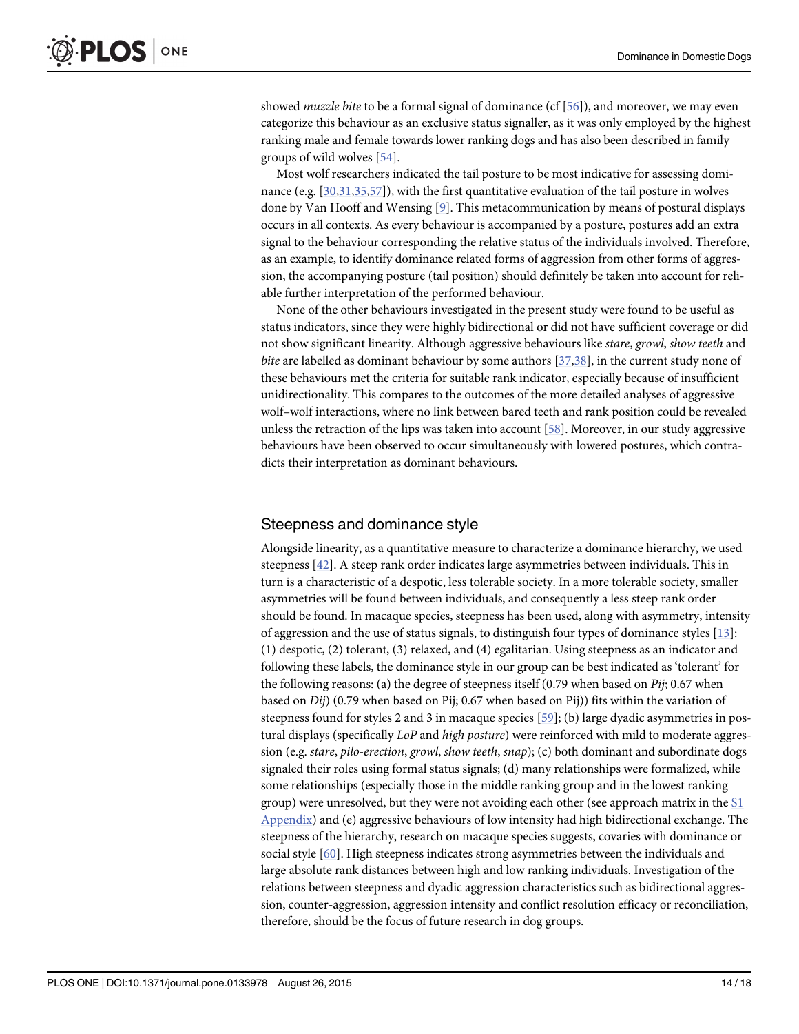showed *muzzle bite* to be a formal signal of dominance (cf [56]), and moreover, we may even categorize this behaviour as an exclusive status signaller, as it was only employed by the highest ranking male and female towards lower ranking dogs and has also been described in family groups of wild wolves [54].

Most wolf researchers indicated the tail posture to be most indicative for assessing dominance (e.g. [30,31,35,57]), with the first quantitative evaluation of the tail posture in wolves done by Van Hooff and Wensing [9]. This metacommunication by means of postural displays occurs in all contexts. As every behaviour is accompanied by a posture, postures add an extra signal to the behaviour corresponding the relative status of the individuals involved. Therefore, as an example, to identify dominance related forms of aggression from other forms of aggression, the accompanying posture (tail position) should definitely be taken into account for reliable further interpretation of the performed behaviour.

None of the other behaviours investigated in the present study were found to be useful as status indicators, since they were highly bidirectional or did not have sufficient coverage or did not show significant linearity. Although aggressive behaviours like *stare*, *growl*, *show teeth* and *bite* are labelled as dominant behaviour by some authors [37,38], in the current study none of these behaviours met the criteria for suitable rank indicator, especially because of insufficient unidirectionality. This compares to the outcomes of the more detailed analyses of aggressive wolf–wolf interactions, where no link between bared teeth and rank position could be revealed unless the retraction of the lips was taken into account [58]. Moreover, in our study aggressive behaviours have been observed to occur simultaneously with lowered postures, which contradicts their interpretation as dominant behaviours.

## Steepness and dominance style

Alongside linearity, as a quantitative measure to characterize a dominance hierarchy, we used steepness [42]. A steep rank order indicates large asymmetries between individuals. This in turn is a characteristic of a despotic, less tolerable society. In a more tolerable society, smaller asymmetries will be found between individuals, and consequently a less steep rank order should be found. In macaque species, steepness has been used, along with asymmetry, intensity of aggression and the use of status signals, to distinguish four types of dominance styles [13]: (1) despotic, (2) tolerant, (3) relaxed, and (4) egalitarian. Using steepness as an indicator and following these labels, the dominance style in our group can be best indicated as 'tolerant' for the following reasons: (a) the degree of steepness itself (0.79 when based on *Pij*; 0.67 when based on *Dij*) (0.79 when based on Pij; 0.67 when based on Pij)) fits within the variation of steepness found for styles 2 and 3 in macaque species [59]; (b) large dyadic asymmetries in postural displays (specifically *LoP* and *high posture*) were reinforced with mild to moderate aggression (e.g. *stare*, *pilo-erection*, *growl*, *show teeth*, *snap*); (c) both dominant and subordinate dogs signaled their roles using formal status signals; (d) many relationships were formalized, while some relationships (especially those in the middle ranking group and in the lowest ranking group) were unresolved, but they were not avoiding each other (see approach matrix in the S1 Appendix) and (e) aggressive behaviours of low intensity had high bidirectional exchange. The steepness of the hierarchy, research on macaque species suggests, covaries with dominance or social style [60]. High steepness indicates strong asymmetries between the individuals and large absolute rank distances between high and low ranking individuals. Investigation of the relations between steepness and dyadic aggression characteristics such as bidirectional aggression, counter-aggression, aggression intensity and conflict resolution efficacy or reconciliation, therefore, should be the focus of future research in dog groups.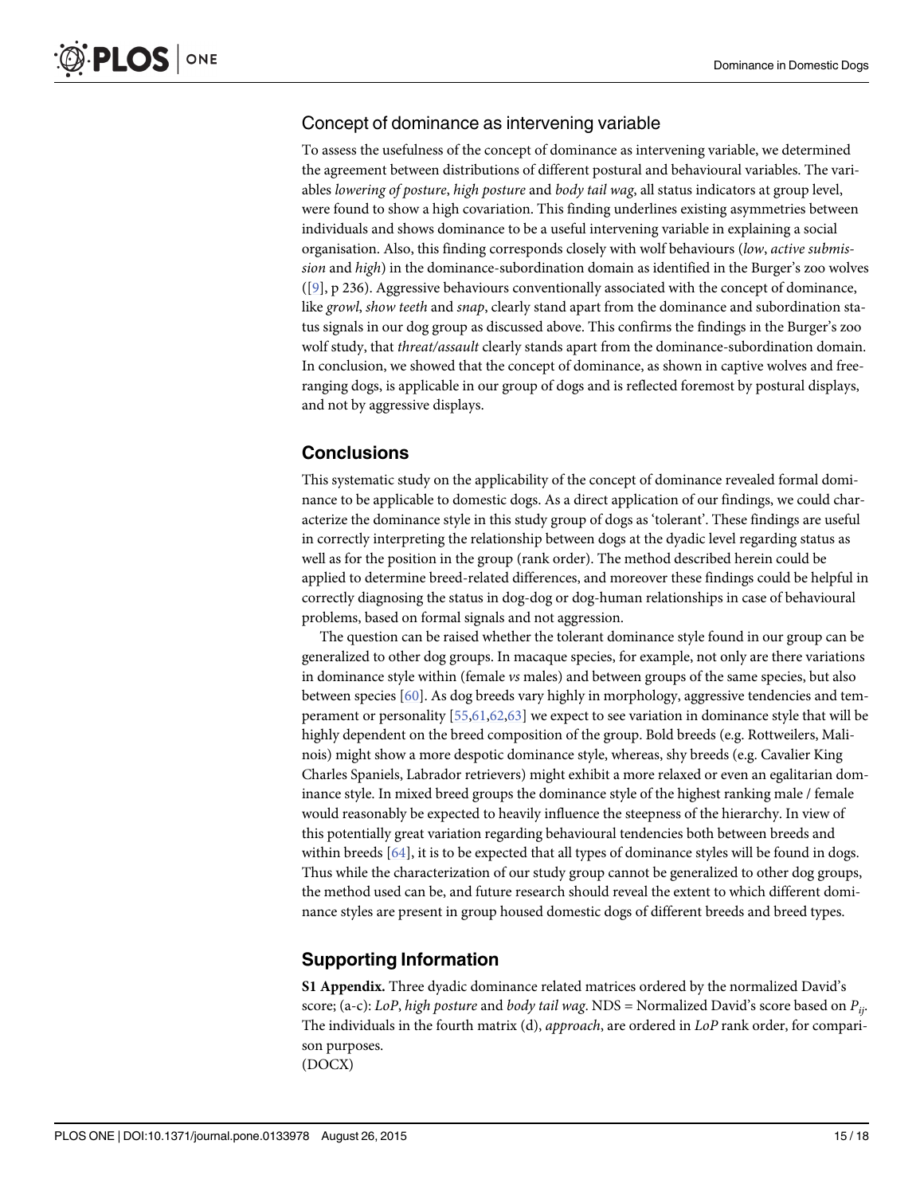### Concept of dominance as intervening variable

To assess the usefulness of the concept of dominance as intervening variable, we determined the agreement between distributions of different postural and behavioural variables. The variables *lowering of posture*, *high posture* and *body tail wag*, all status indicators at group level, were found to show a high covariation. This finding underlines existing asymmetries between individuals and shows dominance to be a useful intervening variable in explaining a social organisation. Also, this finding corresponds closely with wolf behaviours (*low*, *active submission* and *high*) in the dominance-subordination domain as identified in the Burger's zoo wolves ([9], p 236). Aggressive behaviours conventionally associated with the concept of dominance, like *growl*, *show teeth* and *snap*, clearly stand apart from the dominance and subordination status signals in our dog group as discussed above. This confirms the findings in the Burger's zoo wolf study, that *threat/assault* clearly stands apart from the dominance-subordination domain. In conclusion, we showed that the concept of dominance, as shown in captive wolves and free-ranging dogs, is applicable in our group of dogs and is reflected foremost by postural displays, and not by aggressive displays.

## Conclusions

This systematic study on the applicability of the concept of dominance revealed formal dominance to be applicable to domestic dogs. As a direct application of our findings, we could characterize the dominance style in this study group of dogs as 'tolerant'. These findings are useful in correctly interpreting the relationship between dogs at the dyadic level regarding status as well as for the position in the group (rank order). The method described herein could be applied to determine breed-related differences, and moreover these findings could be helpful in correctly diagnosing the status in dog-dog or dog-human relationships in case of behavioural problems, based on formal signals and not aggression.

The question can be raised whether the tolerant dominance style found in our group can be generalized to other dog groups. In macaque species, for example, not only are there variations in dominance style within (female *vs* males) and between groups of the same species, but also between species [60]. As dog breeds vary highly in morphology, aggressive tendencies and temperament or personality [55,61,62,63] we expect to see variation in dominance style that will be highly dependent on the breed composition of the group. Bold breeds (e.g. Rottweilers, Malinois) might show a more despotic dominance style, whereas, shy breeds (e.g. Cavalier King Charles Spaniels, Labrador retrievers) might exhibit a more relaxed or even an egalitarian dominance style. In mixed breed groups the dominance style of the highest ranking male / female would reasonably be expected to heavily influence the steepness of the hierarchy. In view of this potentially great variation regarding behavioural tendencies both between breeds and within breeds [64], it is to be expected that all types of dominance styles will be found in dogs. Thus while the characterization of our study group cannot be generalized to other dog groups, the method used can be, and future research should reveal the extent to which different dominance styles are present in group housed domestic dogs of different breeds and breed types.

## Supporting Information

**S1 Appendix.** Three dyadic dominance related matrices ordered by the normalized David's score; (a-c): *LoP*, *high posture* and *body tail wag*. NDS = Normalized David's score based on $P_{ij}$. The individuals in the fourth matrix (d), *approach*, are ordered in *LoP* rank order, for comparison purposes.
(DOCX)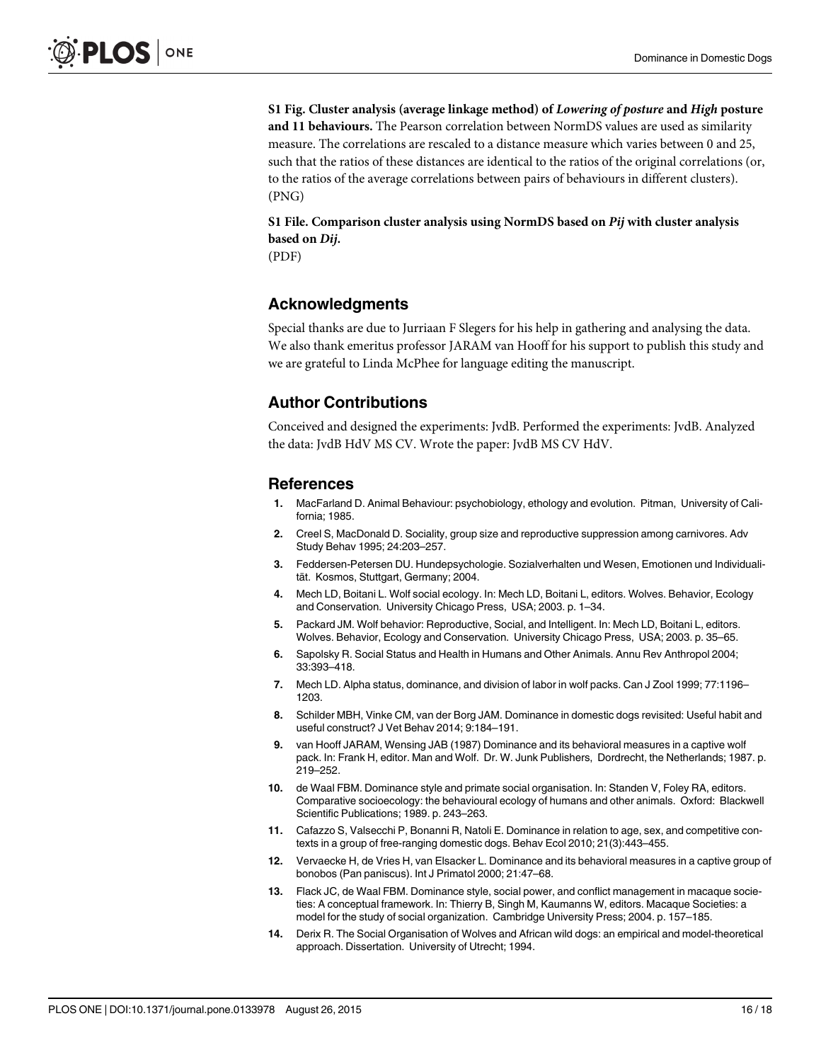**S1 Fig. Cluster analysis (average linkage method) of *Lowering of posture* and *High* posture and 11 behaviours.** The Pearson correlation between NormDS values are used as similarity measure. The correlations are rescaled to a distance measure which varies between 0 and 25, such that the ratios of these distances are identical to the ratios of the original correlations (or, to the ratios of the average correlations between pairs of behaviours in different clusters). (PNG)

**S1 File. Comparison cluster analysis using NormDS based on *Pij* with cluster analysis based on *Dij*.**
(PDF)

## Acknowledgments

Special thanks are due to Jurriaan F Slegers for his help in gathering and analysing the data. We also thank emeritus professor JARAM van Hooff for his support to publish this study and we are grateful to Linda McPhee for language editing the manuscript.

## Author Contributions

Conceived and designed the experiments: JvdB. Performed the experiments: JvdB. Analyzed the data: JvdB HdV MS CV. Wrote the paper: JvdB MS CV HdV.

## References

1. MacFarland D. Animal Behaviour: psychobiology, ethology and evolution. Pitman, University of California; 1985.
2. Creel S, MacDonald D. Sociality, group size and reproductive suppression among carnivores. Adv Study Behav 1995; 24:203–257.
3. Feddersen-Petersen DU. Hundepsychologie. Sozialverhalten und Wesen, Emotionen und Individualität. Kosmos, Stuttgart, Germany; 2004.
4. Mech LD, Boitani L. Wolf social ecology. In: Mech LD, Boitani L, editors. Wolves. Behavior, Ecology and Conservation. University Chicago Press, USA; 2003. p. 1–34.
5. Packard JM. Wolf behavior: Reproductive, Social, and Intelligent. In: Mech LD, Boitani L, editors. Wolves. Behavior, Ecology and Conservation. University Chicago Press, USA; 2003. p. 35–65.
6. Sapolsky R. Social Status and Health in Humans and Other Animals. Annu Rev Anthropol 2004; 33:393–418.
7. Mech LD. Alpha status, dominance, and division of labor in wolf packs. Can J Zool 1999; 77:1196–1203.
8. Schilder MBH, Vinke CM, van der Borg JAM. Dominance in domestic dogs revisited: Useful habit and useful construct? J Vet Behav 2014; 9:184–191.
9. van Hooff JARAM, Wensing JAB (1987) Dominance and its behavioral measures in a captive wolf pack. In: Frank H, editor. Man and Wolf. Dr. W. Junk Publishers, Dordrecht, the Netherlands; 1987. p. 219–252.
10. de Waal FBM. Dominance style and primate social organisation. In: Standen V, Foley RA, editors. Comparative socioecology: the behavioural ecology of humans and other animals. Oxford: Blackwell Scientific Publications; 1989. p. 243–263.
11. Cafazzo S, Valsecchi P, Bonanni R, Natoli E. Dominance in relation to age, sex, and competitive contexts in a group of free-ranging domestic dogs. Behav Ecol 2010; 21(3):443–455.
12. Vervaecke H, de Vries H, van Elsacker L. Dominance and its behavioral measures in a captive group of bonobos (Pan paniscus). Int J Primatol 2000; 21:47–68.
13. Flack JC, de Waal FBM. Dominance style, social power, and conflict management in macaque societies: A conceptual framework. In: Thierry B, Singh M, Kaumanns W, editors. Macaque Societies: a model for the study of social organization. Cambridge University Press; 2004. p. 157–185.
14. Derix R. The Social Organisation of Wolves and African wild dogs: an empirical and model-theoretical approach. Dissertation. University of Utrecht; 1994.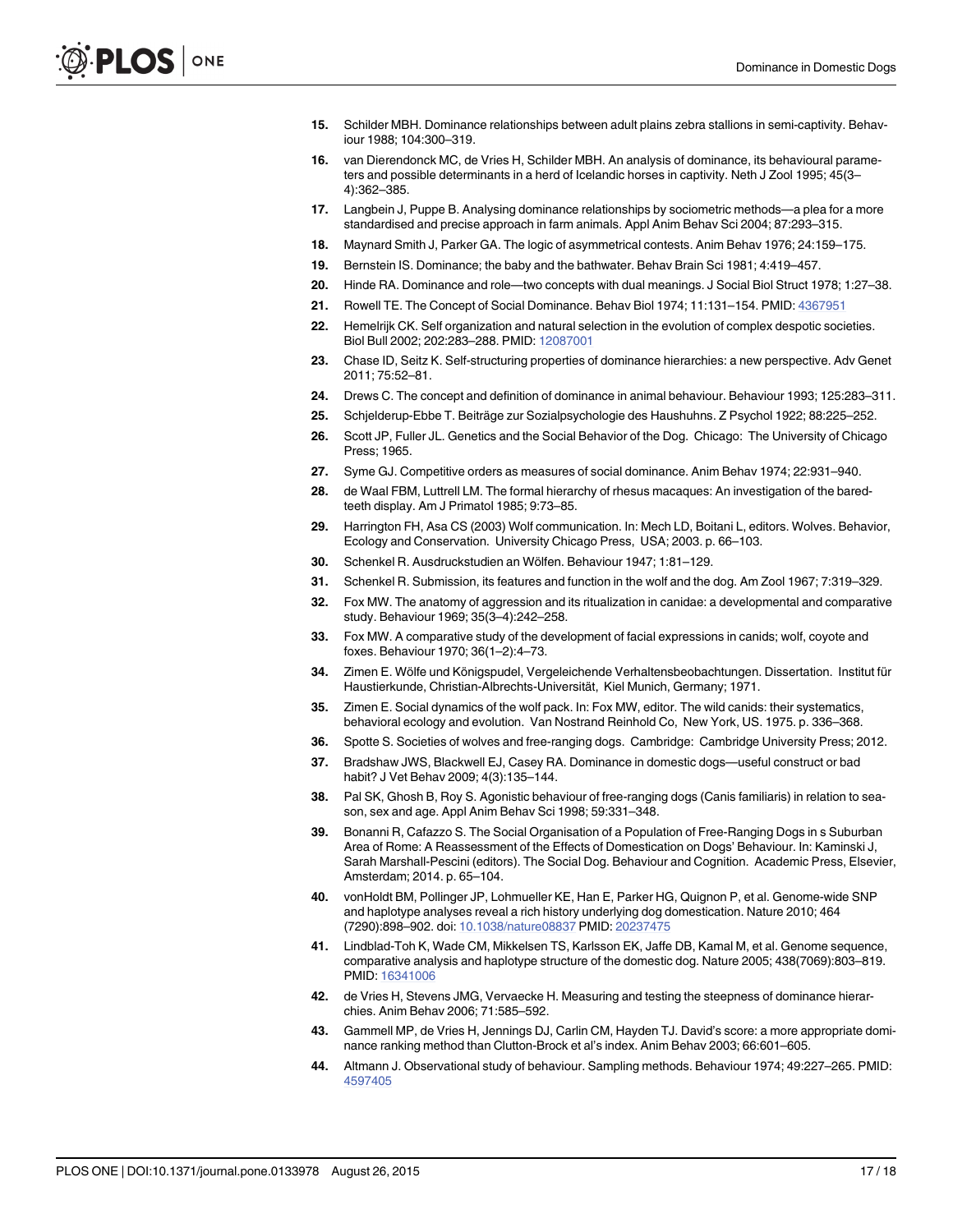15. Schilder MBH. Dominance relationships between adult plains zebra stallions in semi-captivity. Behaviour 1988; 104:300–319.
16. van Dierendonck MC, de Vries H, Schilder MBH. An analysis of dominance, its behavioural parameters and possible determinants in a herd of Icelandic horses in captivity. Neth J Zool 1995; 45(3–4):362–385.
17. Langbein J, Puppe B. Analysing dominance relationships by sociometric methods—a plea for a more standardised and precise approach in farm animals. Appl Anim Behav Sci 2004; 87:293–315.
18. Maynard Smith J, Parker GA. The logic of asymmetrical contests. Anim Behav 1976; 24:159–175.
19. Bernstein IS. Dominance; the baby and the bathwater. Behav Brain Sci 1981; 4:419–457.
20. Hinde RA. Dominance and role—two concepts with dual meanings. J Social Biol Struct 1978; 1:27–38.
21. Rowell TE. The Concept of Social Dominance. Behav Biol 1974; 11:131–154. PMID: 4367951
22. Hemelrijk CK. Self organization and natural selection in the evolution of complex despotic societies. Biol Bull 2002; 202:283–288. PMID: 12087001
23. Chase ID, Seitz K. Self-structuring properties of dominance hierarchies: a new perspective. Adv Genet 2011; 75:52–81.
24. Drews C. The concept and definition of dominance in animal behaviour. Behaviour 1993; 125:283–311.
25. Schjelderup-Ebbe T. Beiträge zur Sozialpsychologie des Haushuhns. Z Psychol 1922; 88:225–252.
26. Scott JP, Fuller JL. Genetics and the Social Behavior of the Dog. Chicago: The University of Chicago Press; 1965.
27. Syme GJ. Competitive orders as measures of social dominance. Anim Behav 1974; 22:931–940.
28. de Waal FBM, Luttrell LM. The formal hierarchy of rhesus macaques: An investigation of the bared-teeth display. Am J Primatol 1985; 9:73–85.
29. Harrington FH, Asa CS (2003) Wolf communication. In: Mech LD, Boitani L, editors. Wolves. Behavior, Ecology and Conservation. University Chicago Press, USA; 2003. p. 66–103.
30. Schenkel R. Ausdruckstudien an Wölfen. Behaviour 1947; 1:81–129.
31. Schenkel R. Submission, its features and function in the wolf and the dog. Am Zool 1967; 7:319–329.
32. Fox MW. The anatomy of aggression and its ritualization in canidae: a developmental and comparative study. Behaviour 1969; 35(3–4):242–258.
33. Fox MW. A comparative study of the development of facial expressions in canids; wolf, coyote and foxes. Behaviour 1970; 36(1–2):4–73.
34. Zimen E. Wölfe und Königspudel, Vergeleichende Verhaltensbeobachtungen. Dissertation. Institut für Haustierkunde, Christian-Albrechts-Universität, Kiel Munich, Germany; 1971.
35. Zimen E. Social dynamics of the wolf pack. In: Fox MW, editor. The wild canids: their systematics, behavioral ecology and evolution. Van Nostrand Reinhold Co, New York, US. 1975. p. 336–368.
36. Spotte S. Societies of wolves and free-ranging dogs. Cambridge: Cambridge University Press; 2012.
37. Bradshaw JWS, Blackwell EJ, Casey RA. Dominance in domestic dogs—useful construct or bad habit? J Vet Behav 2009; 4(3):135–144.
38. Pal SK, Ghosh B, Roy S. Agonistic behaviour of free-ranging dogs (Canis familiaris) in relation to season, sex and age. Appl Anim Behav Sci 1998; 59:331–348.
39. Bonanni R, Cafazzo S. The Social Organisation of a Population of Free-Ranging Dogs in s Suburban Area of Rome: A Reassessment of the Effects of Domestication on Dogs' Behaviour. In: Kaminski J, Sarah Marshall-Pescini (editors). The Social Dog. Behaviour and Cognition. Academic Press, Elsevier, Amsterdam; 2014. p. 65–104.
40. vonHoldt BM, Pollinger JP, Lohmueller KE, Han E, Parker HG, Quignon P, et al. Genome-wide SNP and haplotype analyses reveal a rich history underlying dog domestication. Nature 2010; 464 (7290):898–902. doi: 10.1038/nature08837 PMID: 20237475
41. Lindblad-Toh K, Wade CM, Mikkelsen TS, Karlsson EK, Jaffe DB, Kamal M, et al. Genome sequence, comparative analysis and haplotype structure of the domestic dog. Nature 2005; 438(7069):803–819. PMID: 16341006
42. de Vries H, Stevens JMG, Vervaecke H. Measuring and testing the steepness of dominance hierarchies. Anim Behav 2006; 71:585–592.
43. Gammell MP, de Vries H, Jennings DJ, Carlin CM, Hayden TJ. David's score: a more appropriate dominance ranking method than Clutton-Brock et al's index. Anim Behav 2003; 66:601–605.
44. Altmann J. Observational study of behaviour. Sampling methods. Behaviour 1974; 49:227–265. PMID: 4597405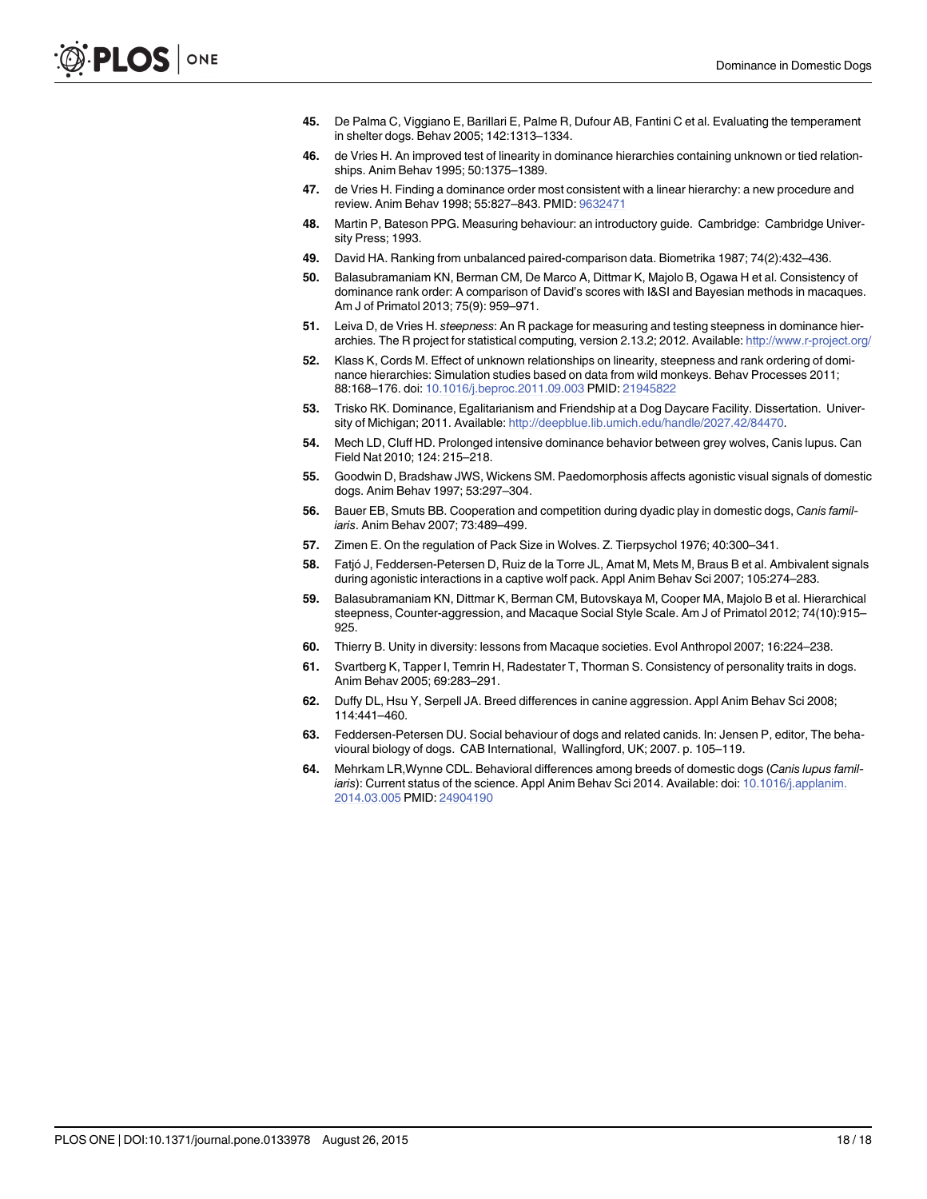45. De Palma C, Viggiano E, Barillari E, Palme R, Dufour AB, Fantini C et al. Evaluating the temperament in shelter dogs. Behav 2005; 142:1313–1334.
46. de Vries H. An improved test of linearity in dominance hierarchies containing unknown or tied relationships. Anim Behav 1995; 50:1375–1389.
47. de Vries H. Finding a dominance order most consistent with a linear hierarchy: a new procedure and review. Anim Behav 1998; 55:827–843. PMID: 9632471
48. Martin P, Bateson PPG. Measuring behaviour: an introductory guide. Cambridge: Cambridge University Press; 1993.
49. David HA. Ranking from unbalanced paired-comparison data. Biometrika 1987; 74(2):432–436.
50. Balasubramaniam KN, Berman CM, De Marco A, Dittmar K, Majolo B, Ogawa H et al. Consistency of dominance rank order: A comparison of David's scores with I&SI and Bayesian methods in macaques. Am J of Primatol 2013; 75(9): 959–971.
51. Leiva D, de Vries H. *steepness*: An R package for measuring and testing steepness in dominance hierarchies. The R project for statistical computing, version 2.13.2; 2012. Available: http://www.r-project.org/
52. Klass K, Cords M. Effect of unknown relationships on linearity, steepness and rank ordering of dominance hierarchies: Simulation studies based on data from wild monkeys. Behav Processes 2011; 88:168–176. doi: 10.1016/j.beproc.2011.09.003 PMID: 21945822
53. Trisko RK. Dominance, Egalitarianism and Friendship at a Dog Daycare Facility. Dissertation. University of Michigan; 2011. Available: http://deepblue.lib.umich.edu/handle/2027.42/84470.
54. Mech LD, Cluff HD. Prolonged intensive dominance behavior between grey wolves, Canis lupus. Can Field Nat 2010; 124: 215–218.
55. Goodwin D, Bradshaw JWS, Wickens SM. Paedomorphosis affects agonistic visual signals of domestic dogs. Anim Behav 1997; 53:297–304.
56. Bauer EB, Smuts BB. Cooperation and competition during dyadic play in domestic dogs, *Canis familiaris*. Anim Behav 2007; 73:489–499.
57. Zimen E. On the regulation of Pack Size in Wolves. Z. Tierpsychol 1976; 40:300–341.
58. Fatjó J, Feddersen-Petersen D, Ruiz de la Torre JL, Amat M, Mets M, Braus B et al. Ambivalent signals during agonistic interactions in a captive wolf pack. Appl Anim Behav Sci 2007; 105:274–283.
59. Balasubramaniam KN, Dittmar K, Berman CM, Butovskaya M, Cooper MA, Majolo B et al. Hierarchical steepness, Counter-aggression, and Macaque Social Style Scale. Am J of Primatol 2012; 74(10):915–925.
60. Thierry B. Unity in diversity: lessons from Macaque societies. Evol Anthropol 2007; 16:224–238.
61. Svartberg K, Tapper I, Temrin H, Radestater T, Thorman S. Consistency of personality traits in dogs. Anim Behav 2005; 69:283–291.
62. Duffy DL, Hsu Y, Serpell JA. Breed differences in canine aggression. Appl Anim Behav Sci 2008; 114:441–460.
63. Feddersen-Petersen DU. Social behaviour of dogs and related canids. In: Jensen P, editor, The behavioural biology of dogs. CAB International, Wallingford, UK; 2007. p. 105–119.
64. Mehrkam LR,Wynne CDL. Behavioral differences among breeds of domestic dogs (*Canis lupus familiaris*): Current status of the science. Appl Anim Behav Sci 2014. Available: doi: 10.1016/j.applanim.2014.03.005 PMID: 24904190